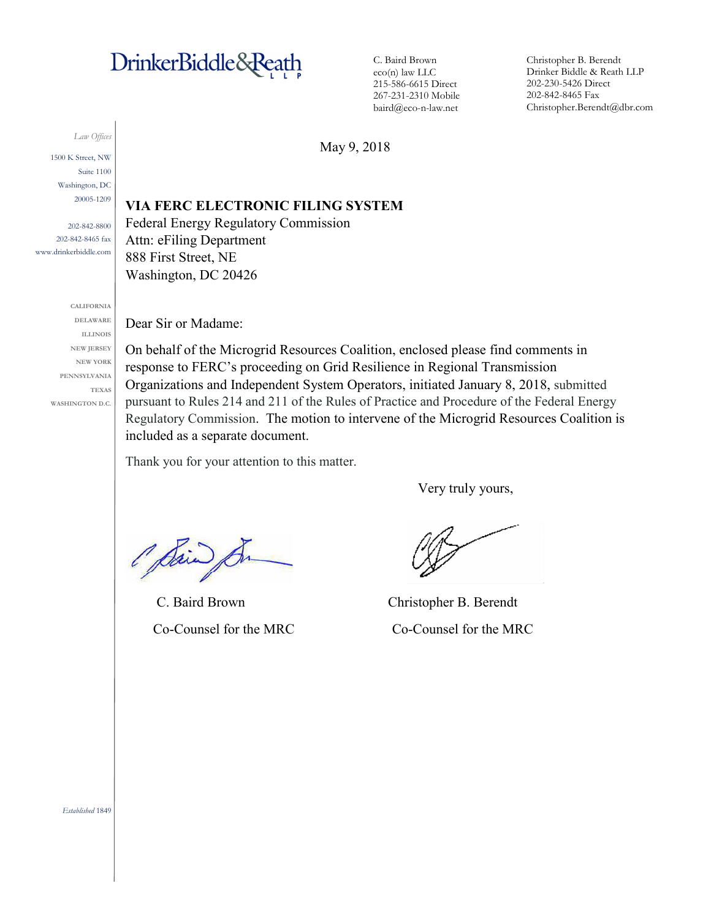# DrinkerBiddle&Reath LLP

C. Baird Brown
eco(n) law LLC
215-586-6615 Direct
267-231-2310 Mobile
baird@eco-n-law.net

Christopher B. Berendt
Drinker Biddle & Reath LLP
202-230-5426 Direct
202-842-8465 Fax
Christopher.Berendt@dbr.com

*Law Offices*

1500 K Street, NW
Suite 1100
Washington, DC
20005-1209

202-842-8800
202-842-8465 fax
www.drinkerbiddle.com

CALIFORNIA
DELAWARE
ILLINOIS
NEW JERSEY
NEW YORK
PENNSYLVANIA
TEXAS
WASHINGTON D.C.

*Established* 1849

May 9, 2018

**VIA FERC ELECTRONIC FILING SYSTEM**
Federal Energy Regulatory Commission
Attn: eFiling Department
888 First Street, NE
Washington, DC 20426

Dear Sir or Madame:

On behalf of the Microgrid Resources Coalition, enclosed please find comments in response to FERC's proceeding on Grid Resilience in Regional Transmission Organizations and Independent System Operators, initiated January 8, 2018, submitted pursuant to Rules 214 and 211 of the Rules of Practice and Procedure of the Federal Energy Regulatory Commission. The motion to intervene of the Microgrid Resources Coalition is included as a separate document.

Thank you for your attention to this matter.

Very truly yours,

C. Baird Brown
Co-Counsel for the MRC

Christopher B. Berendt
Co-Counsel for the MRC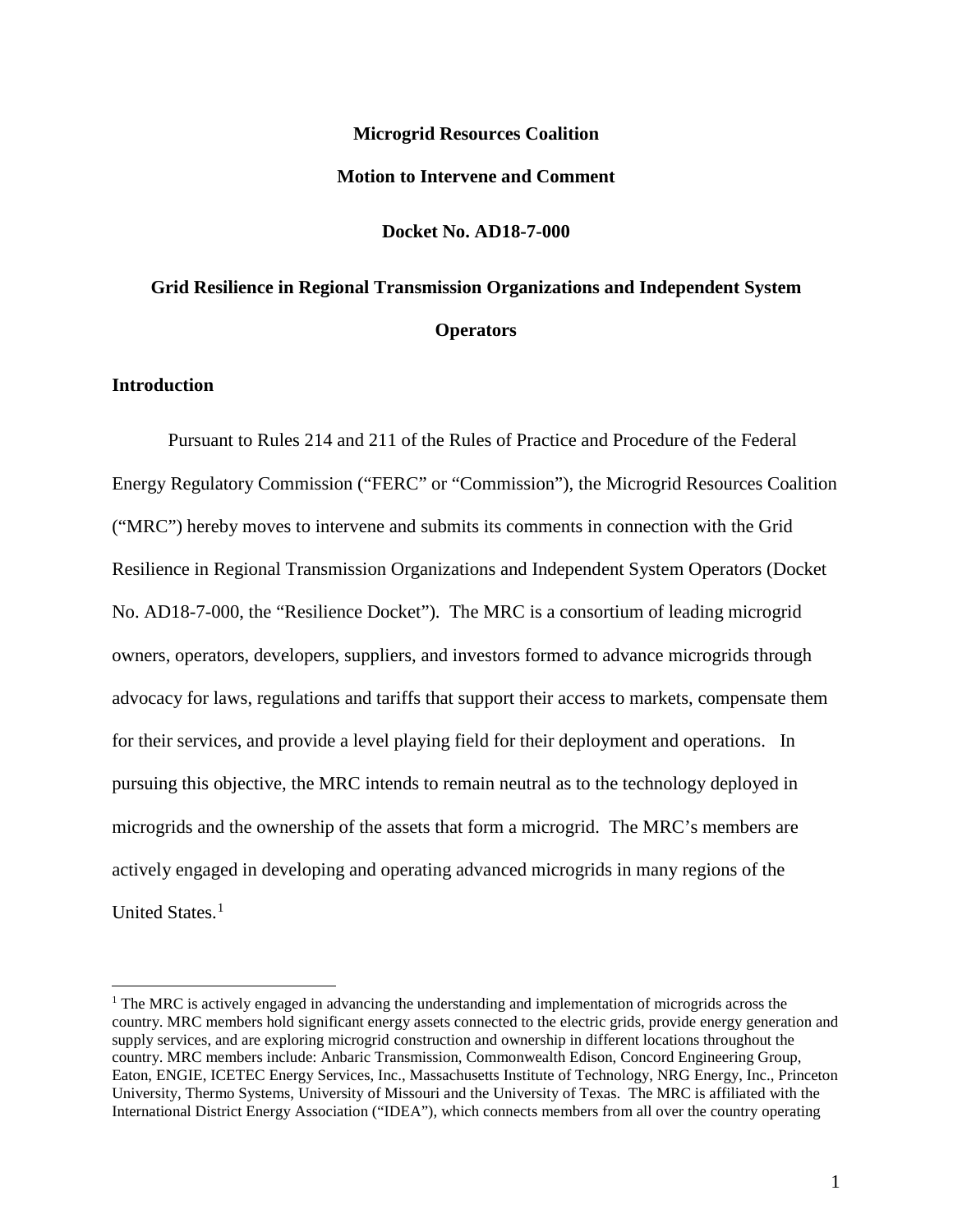**Microgrid Resources Coalition**

**Motion to Intervene and Comment**

**Docket No. AD18-7-000**

**Grid Resilience in Regional Transmission Organizations and Independent System Operators**

## Introduction

Pursuant to Rules 214 and 211 of the Rules of Practice and Procedure of the Federal Energy Regulatory Commission ("FERC" or "Commission"), the Microgrid Resources Coalition ("MRC") hereby moves to intervene and submits its comments in connection with the Grid Resilience in Regional Transmission Organizations and Independent System Operators (Docket No. AD18-7-000, the "Resilience Docket"). The MRC is a consortium of leading microgrid owners, operators, developers, suppliers, and investors formed to advance microgrids through advocacy for laws, regulations and tariffs that support their access to markets, compensate them for their services, and provide a level playing field for their deployment and operations. In pursuing this objective, the MRC intends to remain neutral as to the technology deployed in microgrids and the ownership of the assets that form a microgrid. The MRC's members are actively engaged in developing and operating advanced microgrids in many regions of the United States.[1]

---

[1] The MRC is actively engaged in advancing the understanding and implementation of microgrids across the country. MRC members hold significant energy assets connected to the electric grids, provide energy generation and supply services, and are exploring microgrid construction and ownership in different locations throughout the country. MRC members include: Anbaric Transmission, Commonwealth Edison, Concord Engineering Group, Eaton, ENGIE, ICETEC Energy Services, Inc., Massachusetts Institute of Technology, NRG Energy, Inc., Princeton University, Thermo Systems, University of Missouri and the University of Texas. The MRC is affiliated with the International District Energy Association ("IDEA"), which connects members from all over the country operating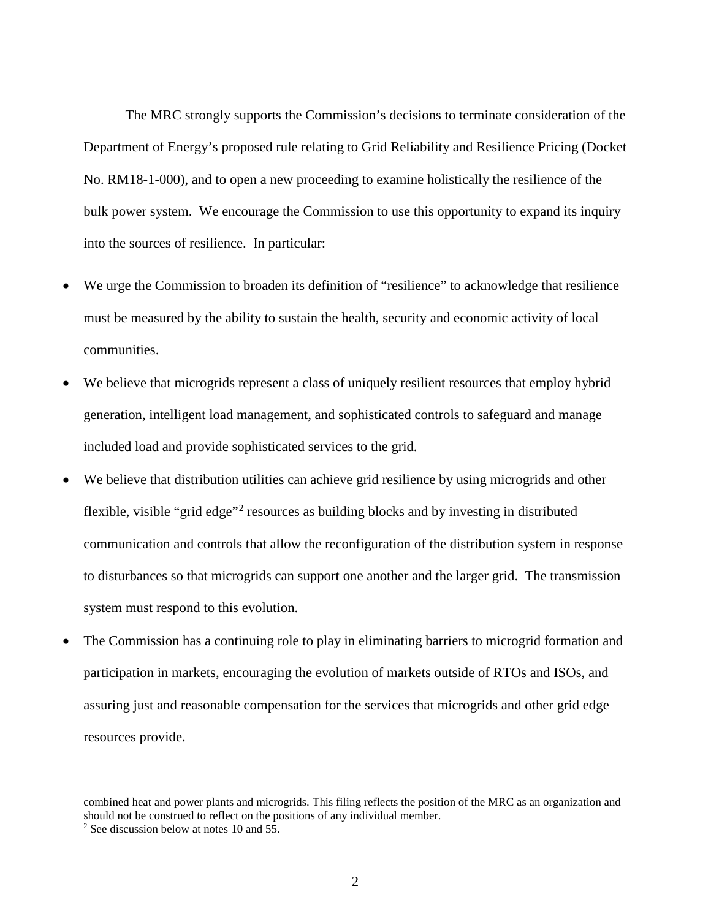The MRC strongly supports the Commission's decisions to terminate consideration of the Department of Energy's proposed rule relating to Grid Reliability and Resilience Pricing (Docket No. RM18-1-000), and to open a new proceeding to examine holistically the resilience of the bulk power system. We encourage the Commission to use this opportunity to expand its inquiry into the sources of resilience. In particular:

- We urge the Commission to broaden its definition of "resilience" to acknowledge that resilience must be measured by the ability to sustain the health, security and economic activity of local communities.
- We believe that microgrids represent a class of uniquely resilient resources that employ hybrid generation, intelligent load management, and sophisticated controls to safeguard and manage included load and provide sophisticated services to the grid.
- We believe that distribution utilities can achieve grid resilience by using microgrids and other flexible, visible "grid edge"[2] resources as building blocks and by investing in distributed communication and controls that allow the reconfiguration of the distribution system in response to disturbances so that microgrids can support one another and the larger grid. The transmission system must respond to this evolution.
- The Commission has a continuing role to play in eliminating barriers to microgrid formation and participation in markets, encouraging the evolution of markets outside of RTOs and ISOs, and assuring just and reasonable compensation for the services that microgrids and other grid edge resources provide.

---

combined heat and power plants and microgrids. This filing reflects the position of the MRC as an organization and should not be construed to reflect on the positions of any individual member.

[2] See discussion below at notes 10 and 55.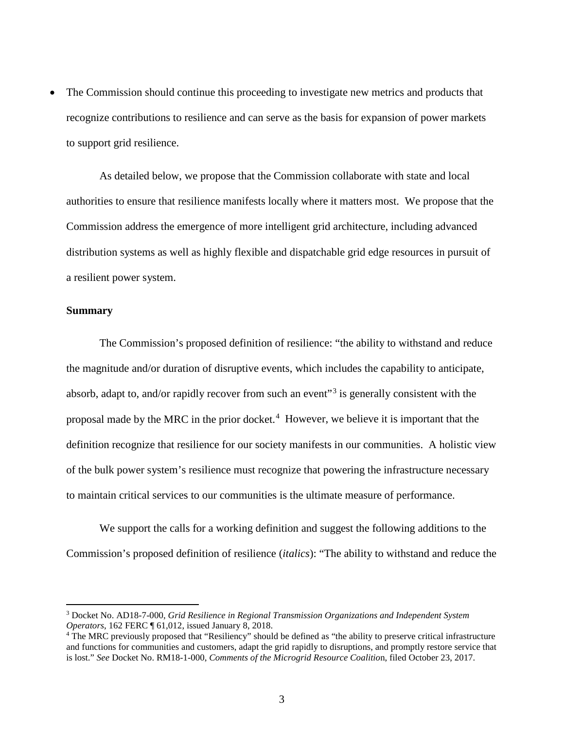- The Commission should continue this proceeding to investigate new metrics and products that recognize contributions to resilience and can serve as the basis for expansion of power markets to support grid resilience.

As detailed below, we propose that the Commission collaborate with state and local authorities to ensure that resilience manifests locally where it matters most. We propose that the Commission address the emergence of more intelligent grid architecture, including advanced distribution systems as well as highly flexible and dispatchable grid edge resources in pursuit of a resilient power system.

**Summary**

The Commission's proposed definition of resilience: "the ability to withstand and reduce the magnitude and/or duration of disruptive events, which includes the capability to anticipate, absorb, adapt to, and/or rapidly recover from such an event"[3] is generally consistent with the proposal made by the MRC in the prior docket.[4] However, we believe it is important that the definition recognize that resilience for our society manifests in our communities. A holistic view of the bulk power system's resilience must recognize that powering the infrastructure necessary to maintain critical services to our communities is the ultimate measure of performance.

We support the calls for a working definition and suggest the following additions to the Commission's proposed definition of resilience (*italics*): "The ability to withstand and reduce the

---

[3] Docket No. AD18-7-000, *Grid Resilience in Regional Transmission Organizations and Independent System Operators*, 162 FERC ¶ 61,012, issued January 8, 2018.

[4] The MRC previously proposed that "Resiliency" should be defined as "the ability to preserve critical infrastructure and functions for communities and customers, adapt the grid rapidly to disruptions, and promptly restore service that is lost." *See* Docket No. RM18-1-000, *Comments of the Microgrid Resource Coalition*, filed October 23, 2017.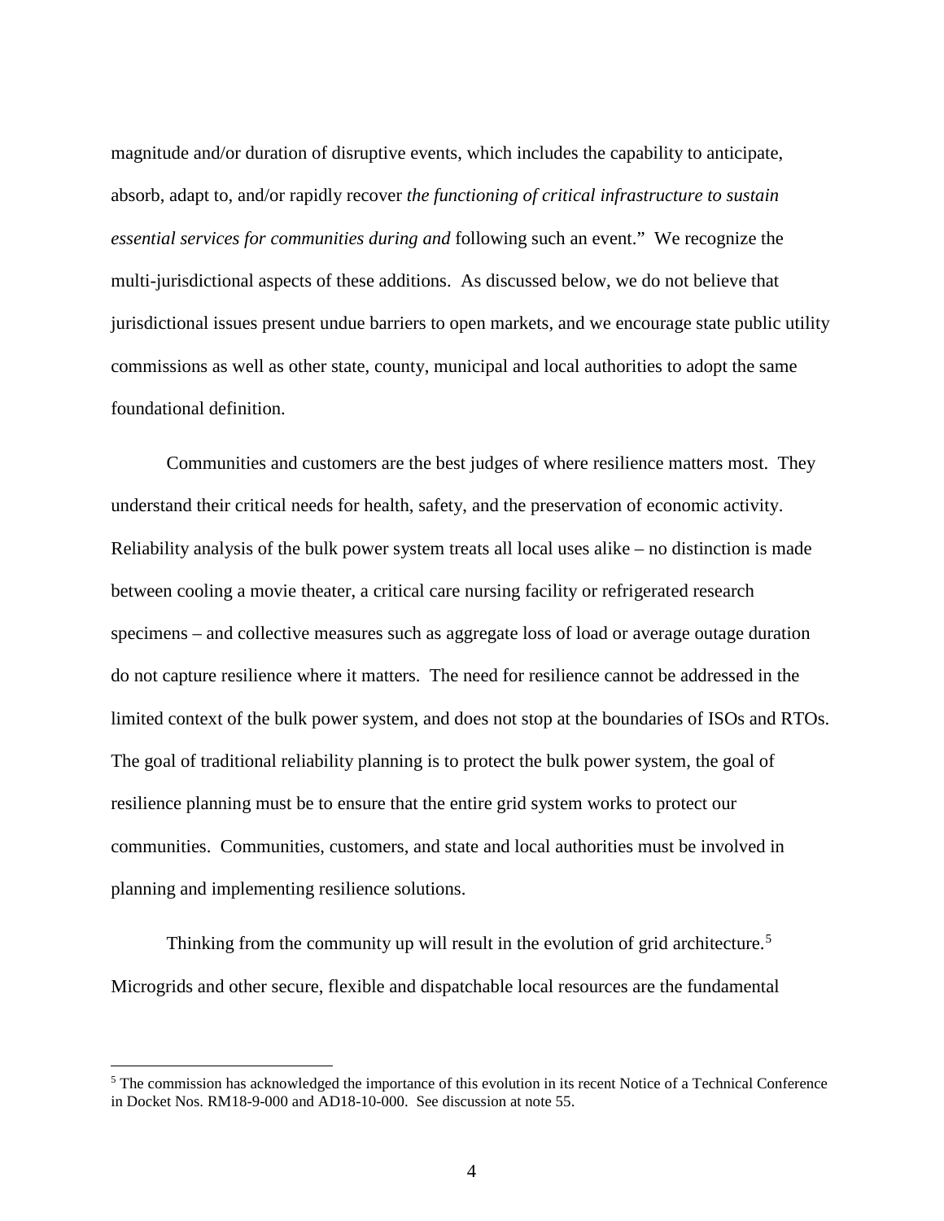magnitude and/or duration of disruptive events, which includes the capability to anticipate, absorb, adapt to, and/or rapidly recover *the functioning of critical infrastructure to sustain essential services for communities during and* following such an event." We recognize the multi-jurisdictional aspects of these additions. As discussed below, we do not believe that jurisdictional issues present undue barriers to open markets, and we encourage state public utility commissions as well as other state, county, municipal and local authorities to adopt the same foundational definition.

Communities and customers are the best judges of where resilience matters most. They understand their critical needs for health, safety, and the preservation of economic activity. Reliability analysis of the bulk power system treats all local uses alike – no distinction is made between cooling a movie theater, a critical care nursing facility or refrigerated research specimens – and collective measures such as aggregate loss of load or average outage duration do not capture resilience where it matters. The need for resilience cannot be addressed in the limited context of the bulk power system, and does not stop at the boundaries of ISOs and RTOs. The goal of traditional reliability planning is to protect the bulk power system, the goal of resilience planning must be to ensure that the entire grid system works to protect our communities. Communities, customers, and state and local authorities must be involved in planning and implementing resilience solutions.

Thinking from the community up will result in the evolution of grid architecture.[5] Microgrids and other secure, flexible and dispatchable local resources are the fundamental

[5] The commission has acknowledged the importance of this evolution in its recent Notice of a Technical Conference in Docket Nos. RM18-9-000 and AD18-10-000. See discussion at note 55.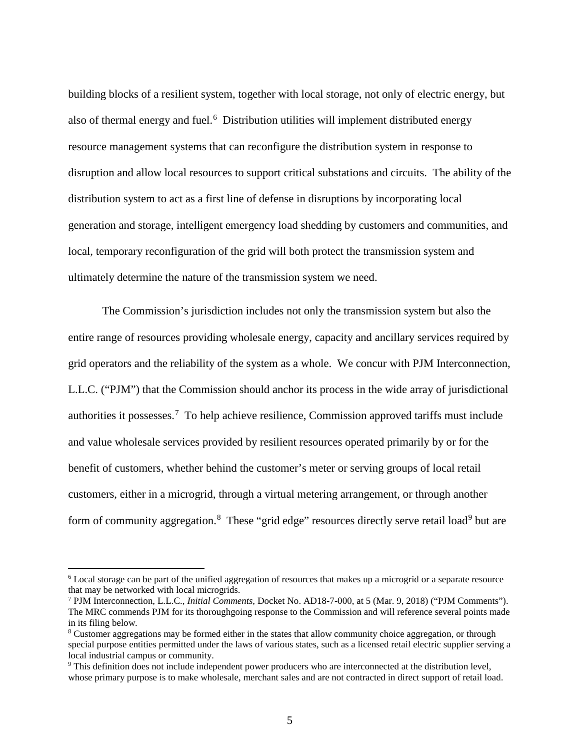building blocks of a resilient system, together with local storage, not only of electric energy, but also of thermal energy and fuel.[6] Distribution utilities will implement distributed energy resource management systems that can reconfigure the distribution system in response to disruption and allow local resources to support critical substations and circuits. The ability of the distribution system to act as a first line of defense in disruptions by incorporating local generation and storage, intelligent emergency load shedding by customers and communities, and local, temporary reconfiguration of the grid will both protect the transmission system and ultimately determine the nature of the transmission system we need.

The Commission's jurisdiction includes not only the transmission system but also the entire range of resources providing wholesale energy, capacity and ancillary services required by grid operators and the reliability of the system as a whole. We concur with PJM Interconnection, L.L.C. ("PJM") that the Commission should anchor its process in the wide array of jurisdictional authorities it possesses.[7] To help achieve resilience, Commission approved tariffs must include and value wholesale services provided by resilient resources operated primarily by or for the benefit of customers, whether behind the customer's meter or serving groups of local retail customers, either in a microgrid, through a virtual metering arrangement, or through another form of community aggregation.[8] These "grid edge" resources directly serve retail load[9] but are

[6] Local storage can be part of the unified aggregation of resources that makes up a microgrid or a separate resource that may be networked with local microgrids.

[7] PJM Interconnection, L.L.C., *Initial Comments*, Docket No. AD18-7-000, at 5 (Mar. 9, 2018) ("PJM Comments"). The MRC commends PJM for its thoroughgoing response to the Commission and will reference several points made in its filing below.

[8] Customer aggregations may be formed either in the states that allow community choice aggregation, or through special purpose entities permitted under the laws of various states, such as a licensed retail electric supplier serving a local industrial campus or community.

[9] This definition does not include independent power producers who are interconnected at the distribution level, whose primary purpose is to make wholesale, merchant sales and are not contracted in direct support of retail load.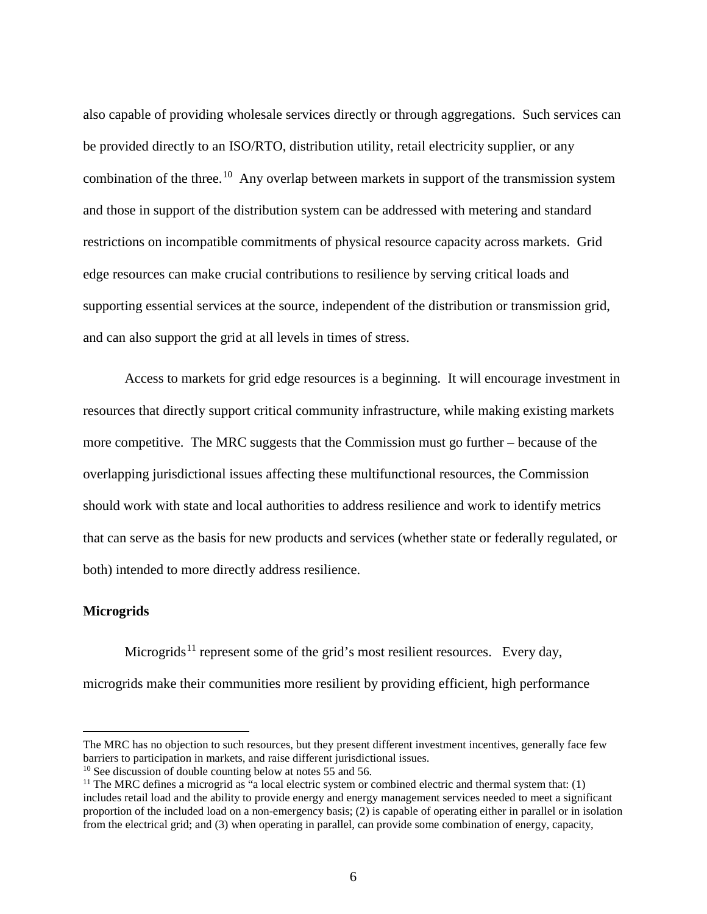also capable of providing wholesale services directly or through aggregations. Such services can be provided directly to an ISO/RTO, distribution utility, retail electricity supplier, or any combination of the three.[10] Any overlap between markets in support of the transmission system and those in support of the distribution system can be addressed with metering and standard restrictions on incompatible commitments of physical resource capacity across markets. Grid edge resources can make crucial contributions to resilience by serving critical loads and supporting essential services at the source, independent of the distribution or transmission grid, and can also support the grid at all levels in times of stress.

Access to markets for grid edge resources is a beginning. It will encourage investment in resources that directly support critical community infrastructure, while making existing markets more competitive. The MRC suggests that the Commission must go further – because of the overlapping jurisdictional issues affecting these multifunctional resources, the Commission should work with state and local authorities to address resilience and work to identify metrics that can serve as the basis for new products and services (whether state or federally regulated, or both) intended to more directly address resilience.

**Microgrids**

Microgrids[11] represent some of the grid's most resilient resources. Every day, microgrids make their communities more resilient by providing efficient, high performance

---

The MRC has no objection to such resources, but they present different investment incentives, generally face few barriers to participation in markets, and raise different jurisdictional issues.

[10] See discussion of double counting below at notes 55 and 56.

[11] The MRC defines a microgrid as "a local electric system or combined electric and thermal system that: (1) includes retail load and the ability to provide energy and energy management services needed to meet a significant proportion of the included load on a non-emergency basis; (2) is capable of operating either in parallel or in isolation from the electrical grid; and (3) when operating in parallel, can provide some combination of energy, capacity,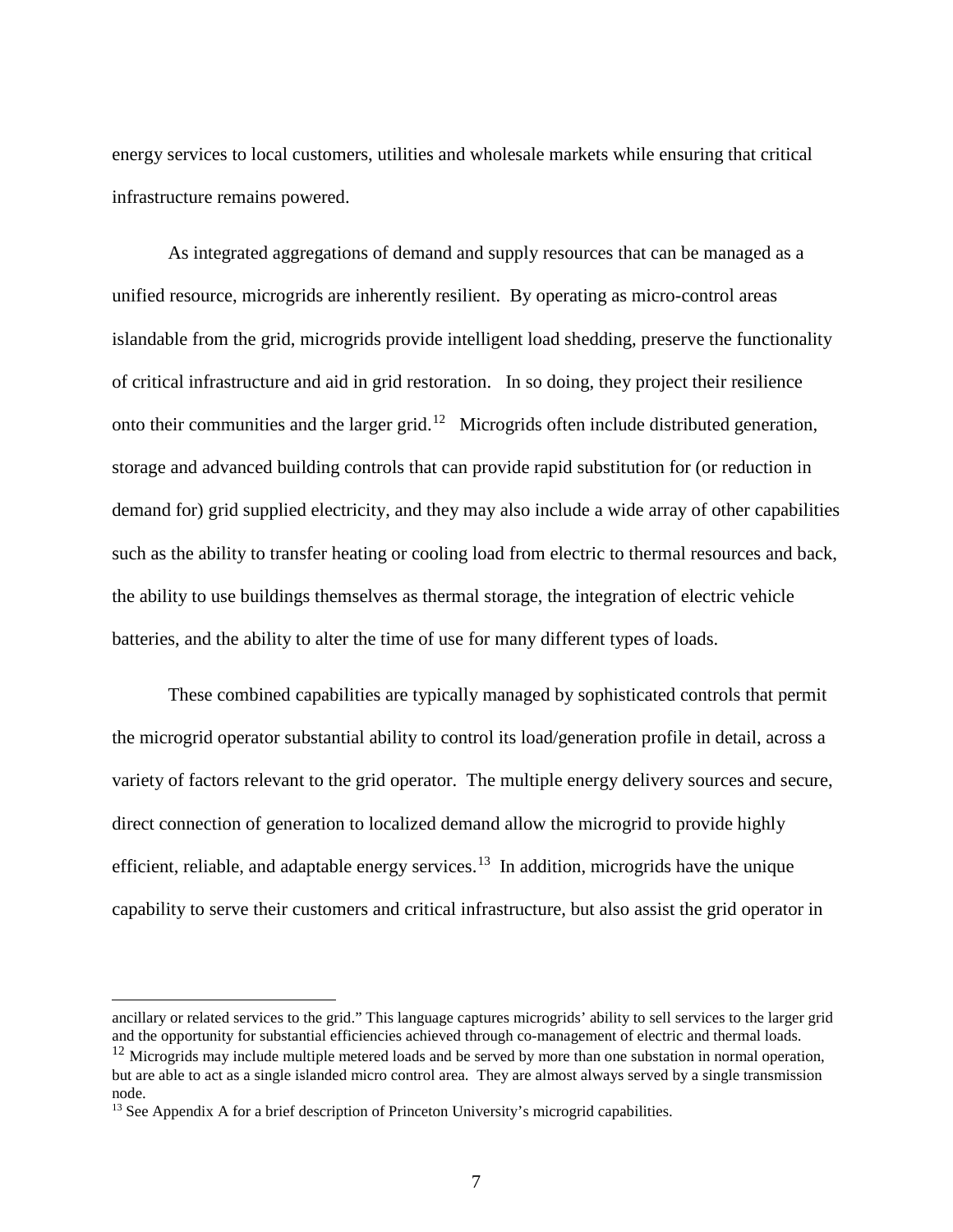energy services to local customers, utilities and wholesale markets while ensuring that critical infrastructure remains powered.

As integrated aggregations of demand and supply resources that can be managed as a unified resource, microgrids are inherently resilient. By operating as micro-control areas islandable from the grid, microgrids provide intelligent load shedding, preserve the functionality of critical infrastructure and aid in grid restoration. In so doing, they project their resilience onto their communities and the larger grid.[12] Microgrids often include distributed generation, storage and advanced building controls that can provide rapid substitution for (or reduction in demand for) grid supplied electricity, and they may also include a wide array of other capabilities such as the ability to transfer heating or cooling load from electric to thermal resources and back, the ability to use buildings themselves as thermal storage, the integration of electric vehicle batteries, and the ability to alter the time of use for many different types of loads.

These combined capabilities are typically managed by sophisticated controls that permit the microgrid operator substantial ability to control its load/generation profile in detail, across a variety of factors relevant to the grid operator. The multiple energy delivery sources and secure, direct connection of generation to localized demand allow the microgrid to provide highly efficient, reliable, and adaptable energy services.[13] In addition, microgrids have the unique capability to serve their customers and critical infrastructure, but also assist the grid operator in

---

ancillary or related services to the grid." This language captures microgrids' ability to sell services to the larger grid and the opportunity for substantial efficiencies achieved through co-management of electric and thermal loads.

[12] Microgrids may include multiple metered loads and be served by more than one substation in normal operation, but are able to act as a single islanded micro control area. They are almost always served by a single transmission node.

[13] See Appendix A for a brief description of Princeton University's microgrid capabilities.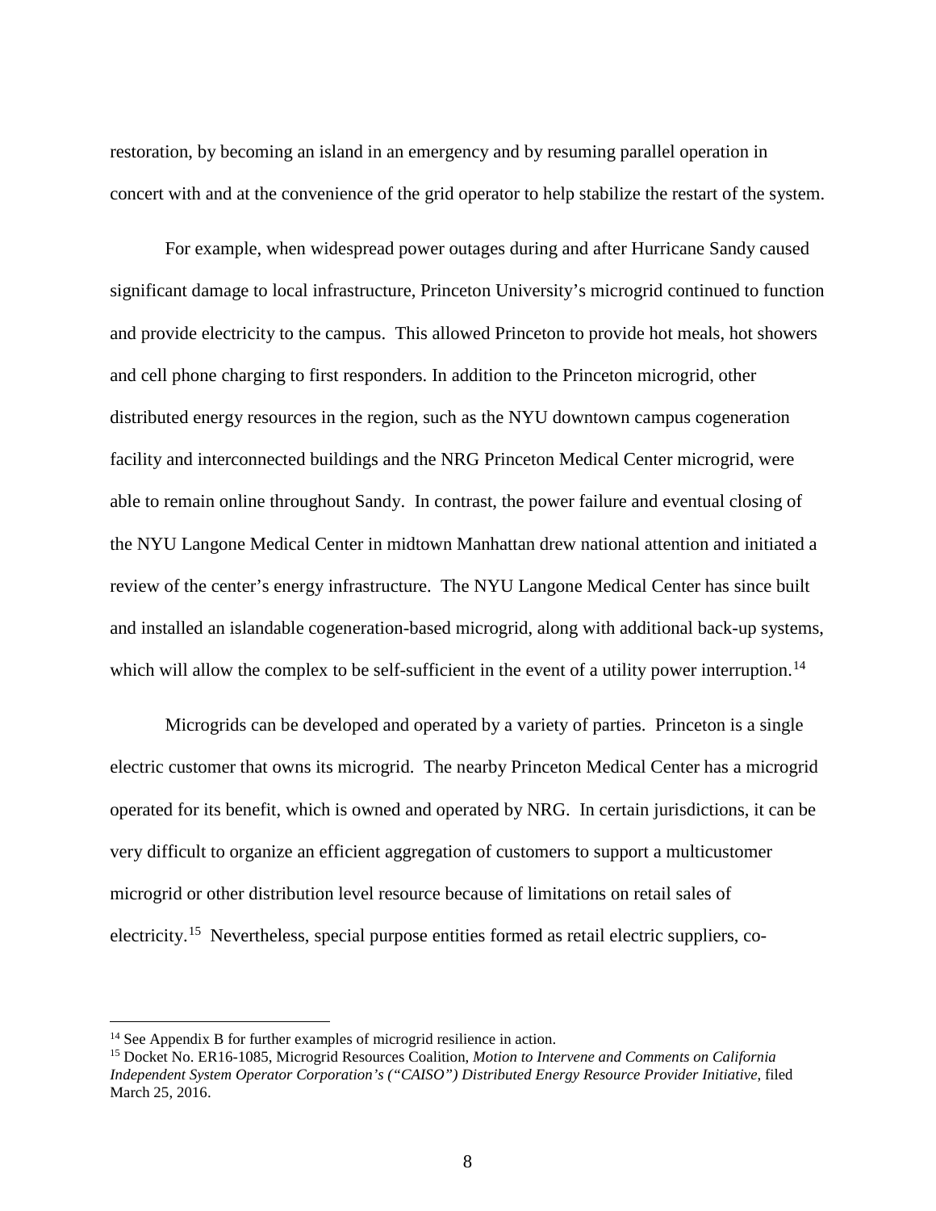restoration, by becoming an island in an emergency and by resuming parallel operation in concert with and at the convenience of the grid operator to help stabilize the restart of the system.

For example, when widespread power outages during and after Hurricane Sandy caused significant damage to local infrastructure, Princeton University's microgrid continued to function and provide electricity to the campus. This allowed Princeton to provide hot meals, hot showers and cell phone charging to first responders. In addition to the Princeton microgrid, other distributed energy resources in the region, such as the NYU downtown campus cogeneration facility and interconnected buildings and the NRG Princeton Medical Center microgrid, were able to remain online throughout Sandy. In contrast, the power failure and eventual closing of the NYU Langone Medical Center in midtown Manhattan drew national attention and initiated a review of the center's energy infrastructure. The NYU Langone Medical Center has since built and installed an islandable cogeneration-based microgrid, along with additional back-up systems, which will allow the complex to be self-sufficient in the event of a utility power interruption.[14]

Microgrids can be developed and operated by a variety of parties. Princeton is a single electric customer that owns its microgrid. The nearby Princeton Medical Center has a microgrid operated for its benefit, which is owned and operated by NRG. In certain jurisdictions, it can be very difficult to organize an efficient aggregation of customers to support a multicustomer microgrid or other distribution level resource because of limitations on retail sales of electricity.[15] Nevertheless, special purpose entities formed as retail electric suppliers, co-

---

[14] See Appendix B for further examples of microgrid resilience in action.

[15] Docket No. ER16-1085, Microgrid Resources Coalition, *Motion to Intervene and Comments on California Independent System Operator Corporation's ("CAISO") Distributed Energy Resource Provider Initiative*, filed March 25, 2016.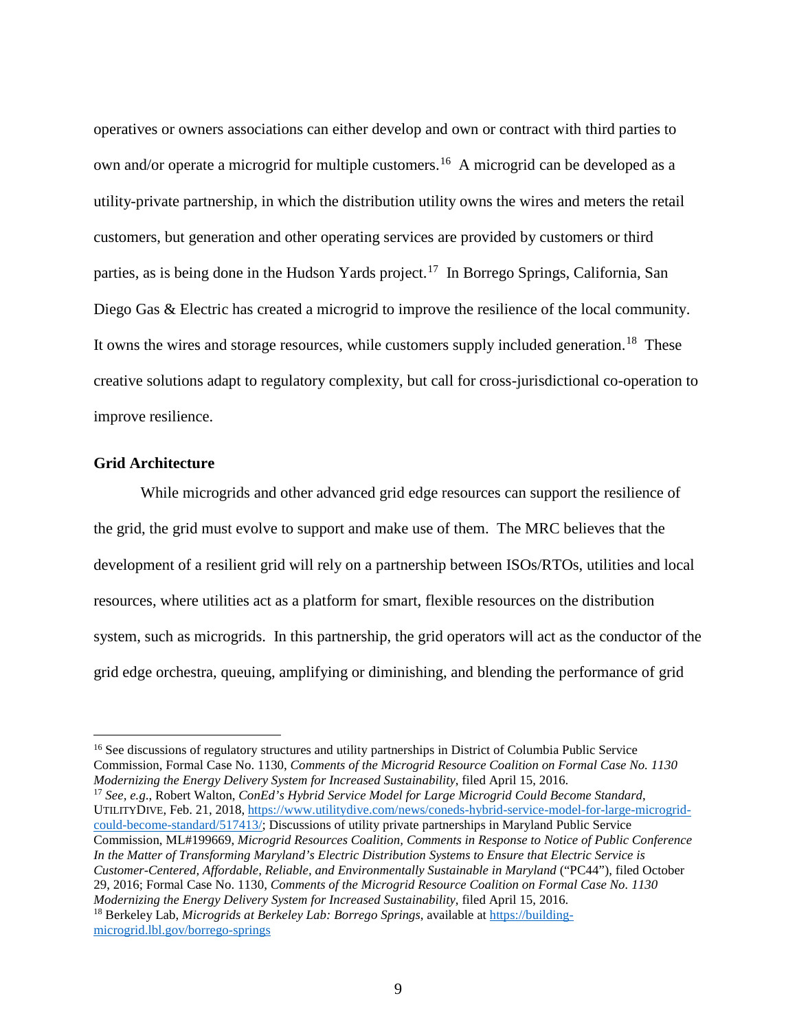operatives or owners associations can either develop and own or contract with third parties to own and/or operate a microgrid for multiple customers.[16] A microgrid can be developed as a utility-private partnership, in which the distribution utility owns the wires and meters the retail customers, but generation and other operating services are provided by customers or third parties, as is being done in the Hudson Yards project.[17] In Borrego Springs, California, San Diego Gas & Electric has created a microgrid to improve the resilience of the local community. It owns the wires and storage resources, while customers supply included generation.[18] These creative solutions adapt to regulatory complexity, but call for cross-jurisdictional co-operation to improve resilience.

**Grid Architecture**

While microgrids and other advanced grid edge resources can support the resilience of the grid, the grid must evolve to support and make use of them. The MRC believes that the development of a resilient grid will rely on a partnership between ISOs/RTOs, utilities and local resources, where utilities act as a platform for smart, flexible resources on the distribution system, such as microgrids. In this partnership, the grid operators will act as the conductor of the grid edge orchestra, queuing, amplifying or diminishing, and blending the performance of grid

---

[16] See discussions of regulatory structures and utility partnerships in District of Columbia Public Service Commission, Formal Case No. 1130, *Comments of the Microgrid Resource Coalition on Formal Case No. 1130 Modernizing the Energy Delivery System for Increased Sustainability*, filed April 15, 2016.

[17] *See, e.g.*, Robert Walton, *ConEd's Hybrid Service Model for Large Microgrid Could Become Standard*, UTILITYDIVE, Feb. 21, 2018, https://www.utilitydive.com/news/coneds-hybrid-service-model-for-large-microgrid-could-become-standard/517413/; Discussions of utility private partnerships in Maryland Public Service Commission, ML#199669, *Microgrid Resources Coalition, Comments in Response to Notice of Public Conference In the Matter of Transforming Maryland's Electric Distribution Systems to Ensure that Electric Service is Customer-Centered, Affordable, Reliable, and Environmentally Sustainable in Maryland* ("PC44"), filed October 29, 2016; Formal Case No. 1130, *Comments of the Microgrid Resource Coalition on Formal Case No. 1130 Modernizing the Energy Delivery System for Increased Sustainability*, filed April 15, 2016.

[18] Berkeley Lab, *Microgrids at Berkeley Lab: Borrego Springs*, available at https://building-microgrid.lbl.gov/borrego-springs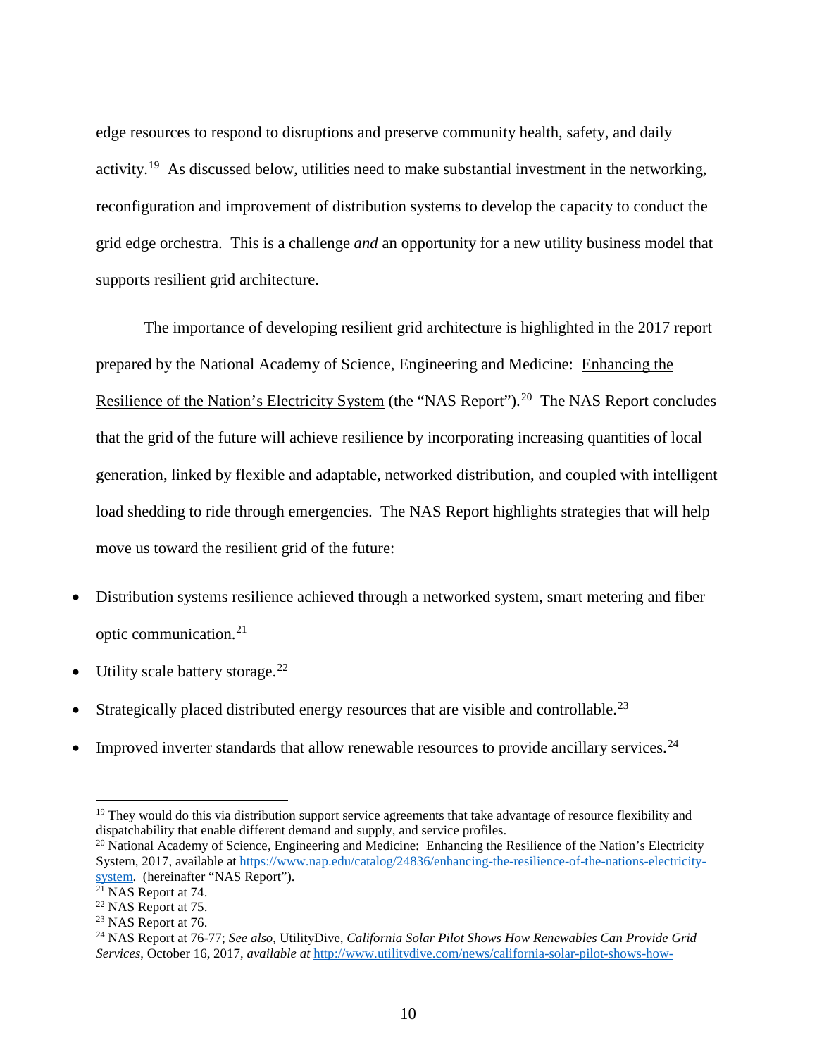edge resources to respond to disruptions and preserve community health, safety, and daily activity.[19] As discussed below, utilities need to make substantial investment in the networking, reconfiguration and improvement of distribution systems to develop the capacity to conduct the grid edge orchestra. This is a challenge *and* an opportunity for a new utility business model that supports resilient grid architecture.

The importance of developing resilient grid architecture is highlighted in the 2017 report prepared by the National Academy of Science, Engineering and Medicine: Enhancing the Resilience of the Nation's Electricity System (the "NAS Report").[20] The NAS Report concludes that the grid of the future will achieve resilience by incorporating increasing quantities of local generation, linked by flexible and adaptable, networked distribution, and coupled with intelligent load shedding to ride through emergencies. The NAS Report highlights strategies that will help move us toward the resilient grid of the future:

- Distribution systems resilience achieved through a networked system, smart metering and fiber optic communication.[21]
- Utility scale battery storage.[22]
- Strategically placed distributed energy resources that are visible and controllable.[23]
- Improved inverter standards that allow renewable resources to provide ancillary services.[24]

---

[19] They would do this via distribution support service agreements that take advantage of resource flexibility and dispatchability that enable different demand and supply, and service profiles.

[20] National Academy of Science, Engineering and Medicine: Enhancing the Resilience of the Nation's Electricity System, 2017, available at https://www.nap.edu/catalog/24836/enhancing-the-resilience-of-the-nations-electricity-system. (hereinafter "NAS Report").

[21] NAS Report at 74.

[22] NAS Report at 75.

[23] NAS Report at 76.

[24] NAS Report at 76-77; *See also*, UtilityDive, *California Solar Pilot Shows How Renewables Can Provide Grid Services*, October 16, 2017, *available at* http://www.utilitydive.com/news/california-solar-pilot-shows-how-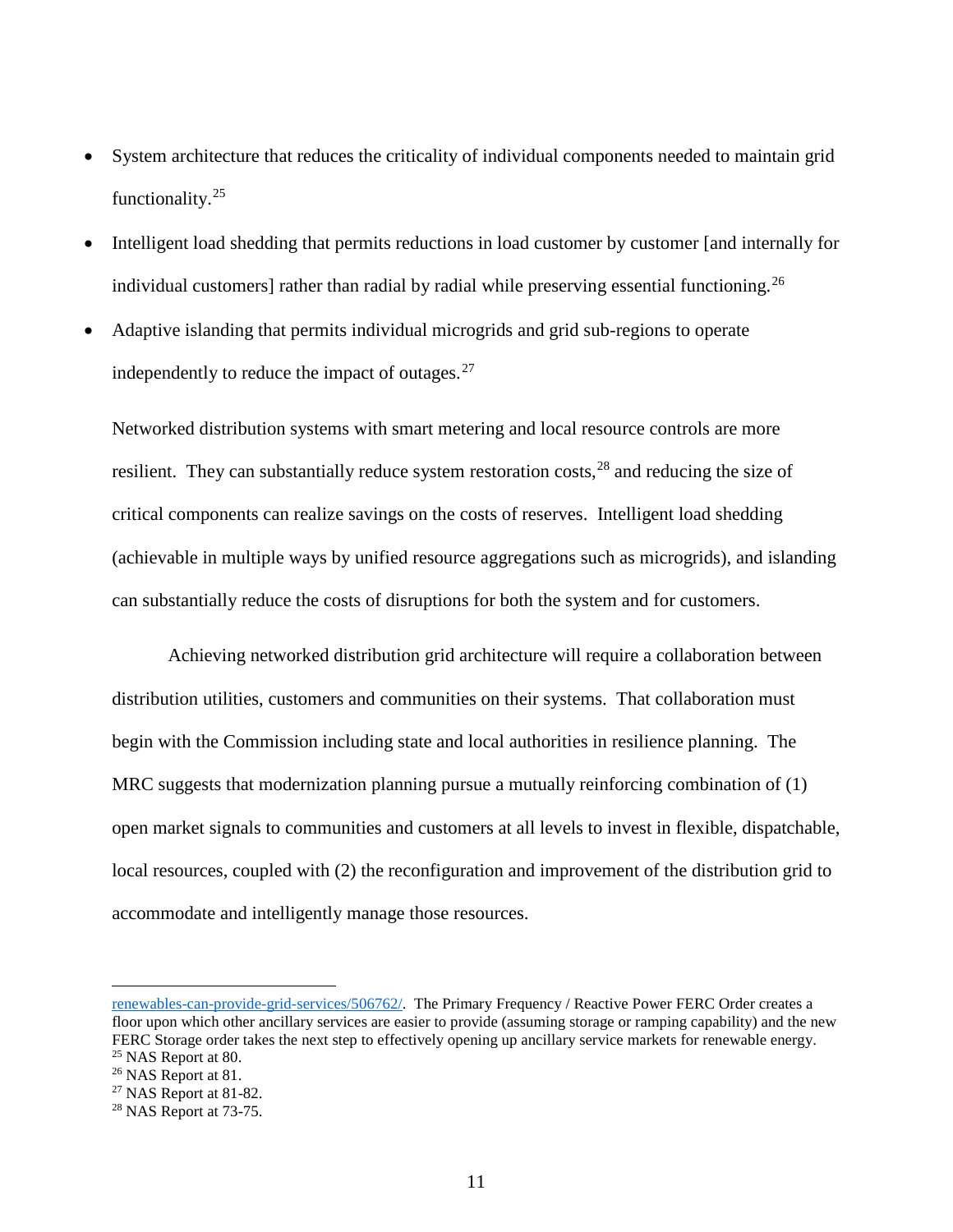- System architecture that reduces the criticality of individual components needed to maintain grid functionality.[25]
- Intelligent load shedding that permits reductions in load customer by customer [and internally for individual customers] rather than radial by radial while preserving essential functioning.[26]
- Adaptive islanding that permits individual microgrids and grid sub-regions to operate independently to reduce the impact of outages.[27]

Networked distribution systems with smart metering and local resource controls are more resilient. They can substantially reduce system restoration costs,[28] and reducing the size of critical components can realize savings on the costs of reserves. Intelligent load shedding (achievable in multiple ways by unified resource aggregations such as microgrids), and islanding can substantially reduce the costs of disruptions for both the system and for customers.

Achieving networked distribution grid architecture will require a collaboration between distribution utilities, customers and communities on their systems. That collaboration must begin with the Commission including state and local authorities in resilience planning. The MRC suggests that modernization planning pursue a mutually reinforcing combination of (1) open market signals to communities and customers at all levels to invest in flexible, dispatchable, local resources, coupled with (2) the reconfiguration and improvement of the distribution grid to accommodate and intelligently manage those resources.

---

renewables-can-provide-grid-services/506762/. The Primary Frequency / Reactive Power FERC Order creates a floor upon which other ancillary services are easier to provide (assuming storage or ramping capability) and the new FERC Storage order takes the next step to effectively opening up ancillary service markets for renewable energy.

[25] NAS Report at 80.

[26] NAS Report at 81.

[27] NAS Report at 81-82.

[28] NAS Report at 73-75.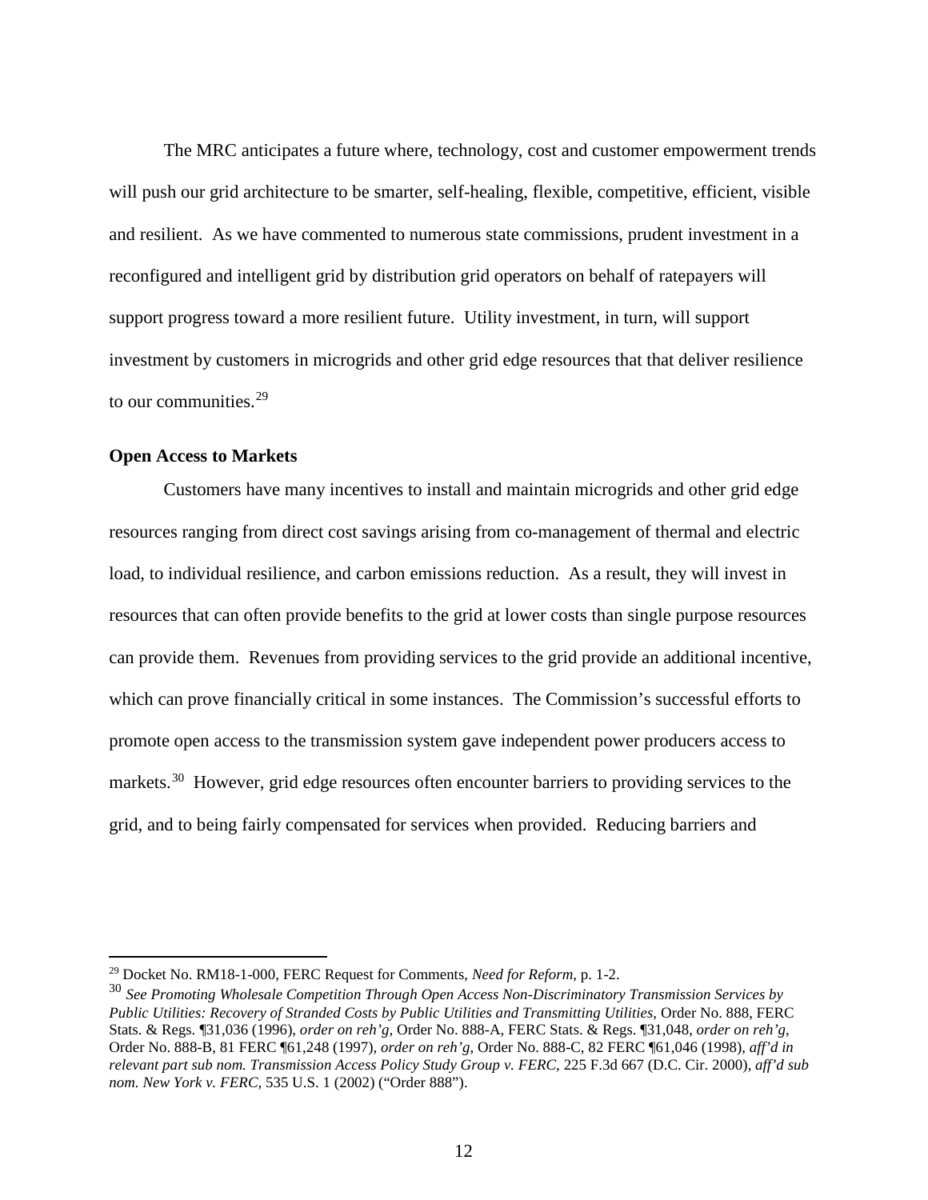The MRC anticipates a future where, technology, cost and customer empowerment trends will push our grid architecture to be smarter, self-healing, flexible, competitive, efficient, visible and resilient. As we have commented to numerous state commissions, prudent investment in a reconfigured and intelligent grid by distribution grid operators on behalf of ratepayers will support progress toward a more resilient future. Utility investment, in turn, will support investment by customers in microgrids and other grid edge resources that that deliver resilience to our communities.[29]

**Open Access to Markets**

Customers have many incentives to install and maintain microgrids and other grid edge resources ranging from direct cost savings arising from co-management of thermal and electric load, to individual resilience, and carbon emissions reduction. As a result, they will invest in resources that can often provide benefits to the grid at lower costs than single purpose resources can provide them. Revenues from providing services to the grid provide an additional incentive, which can prove financially critical in some instances. The Commission's successful efforts to promote open access to the transmission system gave independent power producers access to markets.[30] However, grid edge resources often encounter barriers to providing services to the grid, and to being fairly compensated for services when provided. Reducing barriers and

---

[29] Docket No. RM18-1-000, FERC Request for Comments, *Need for Reform*, p. 1-2.

[30] *See Promoting Wholesale Competition Through Open Access Non-Discriminatory Transmission Services by Public Utilities: Recovery of Stranded Costs by Public Utilities and Transmitting Utilities*, Order No. 888, FERC Stats. & Regs. ¶31,036 (1996), *order on reh'g*, Order No. 888-A, FERC Stats. & Regs. ¶31,048, *order on reh'g*, Order No. 888-B, 81 FERC ¶61,248 (1997), *order on reh'g*, Order No. 888-C, 82 FERC ¶61,046 (1998), *aff'd in relevant part sub nom. Transmission Access Policy Study Group v. FERC*, 225 F.3d 667 (D.C. Cir. 2000), *aff'd sub nom. New York v. FERC*, 535 U.S. 1 (2002) ("Order 888").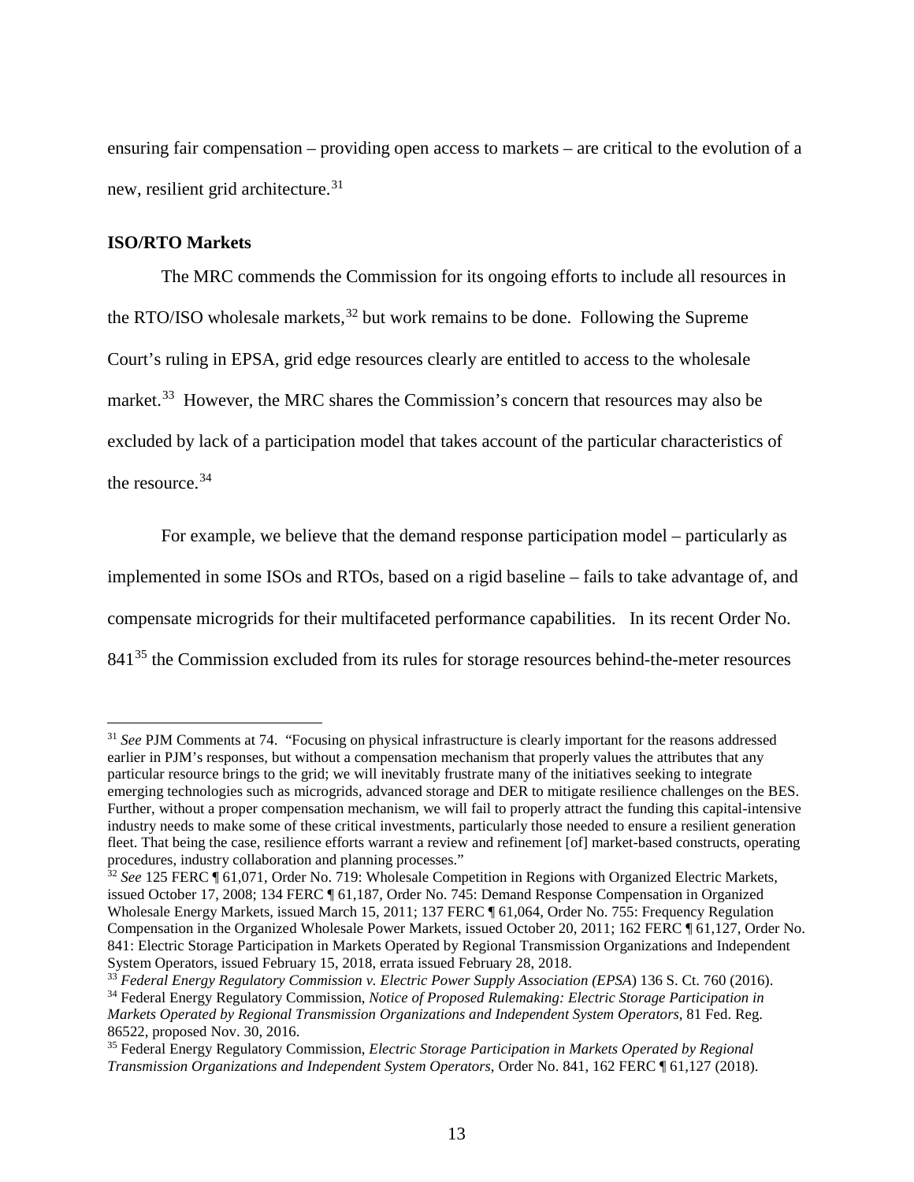ensuring fair compensation – providing open access to markets – are critical to the evolution of a new, resilient grid architecture.[31]

**ISO/RTO Markets**

The MRC commends the Commission for its ongoing efforts to include all resources in the RTO/ISO wholesale markets,[32] but work remains to be done. Following the Supreme Court's ruling in EPSA, grid edge resources clearly are entitled to access to the wholesale market.[33] However, the MRC shares the Commission's concern that resources may also be excluded by lack of a participation model that takes account of the particular characteristics of the resource.[34]

For example, we believe that the demand response participation model – particularly as implemented in some ISOs and RTOs, based on a rigid baseline – fails to take advantage of, and compensate microgrids for their multifaceted performance capabilities. In its recent Order No. 841[35] the Commission excluded from its rules for storage resources behind-the-meter resources

---

[31] *See* PJM Comments at 74. "Focusing on physical infrastructure is clearly important for the reasons addressed earlier in PJM's responses, but without a compensation mechanism that properly values the attributes that any particular resource brings to the grid; we will inevitably frustrate many of the initiatives seeking to integrate emerging technologies such as microgrids, advanced storage and DER to mitigate resilience challenges on the BES. Further, without a proper compensation mechanism, we will fail to properly attract the funding this capital-intensive industry needs to make some of these critical investments, particularly those needed to ensure a resilient generation fleet. That being the case, resilience efforts warrant a review and refinement [of] market-based constructs, operating procedures, industry collaboration and planning processes."

[32] *See* 125 FERC ¶ 61,071, Order No. 719: Wholesale Competition in Regions with Organized Electric Markets, issued October 17, 2008; 134 FERC ¶ 61,187, Order No. 745: Demand Response Compensation in Organized Wholesale Energy Markets, issued March 15, 2011; 137 FERC ¶ 61,064, Order No. 755: Frequency Regulation Compensation in the Organized Wholesale Power Markets, issued October 20, 2011; 162 FERC ¶ 61,127, Order No. 841: Electric Storage Participation in Markets Operated by Regional Transmission Organizations and Independent System Operators, issued February 15, 2018, errata issued February 28, 2018.

[33] *Federal Energy Regulatory Commission v. Electric Power Supply Association (EPSA*) 136 S. Ct. 760 (2016).

[34] Federal Energy Regulatory Commission, *Notice of Proposed Rulemaking: Electric Storage Participation in Markets Operated by Regional Transmission Organizations and Independent System Operators*, 81 Fed. Reg. 86522, proposed Nov. 30, 2016.

[35] Federal Energy Regulatory Commission, *Electric Storage Participation in Markets Operated by Regional Transmission Organizations and Independent System Operators*, Order No. 841, 162 FERC ¶ 61,127 (2018).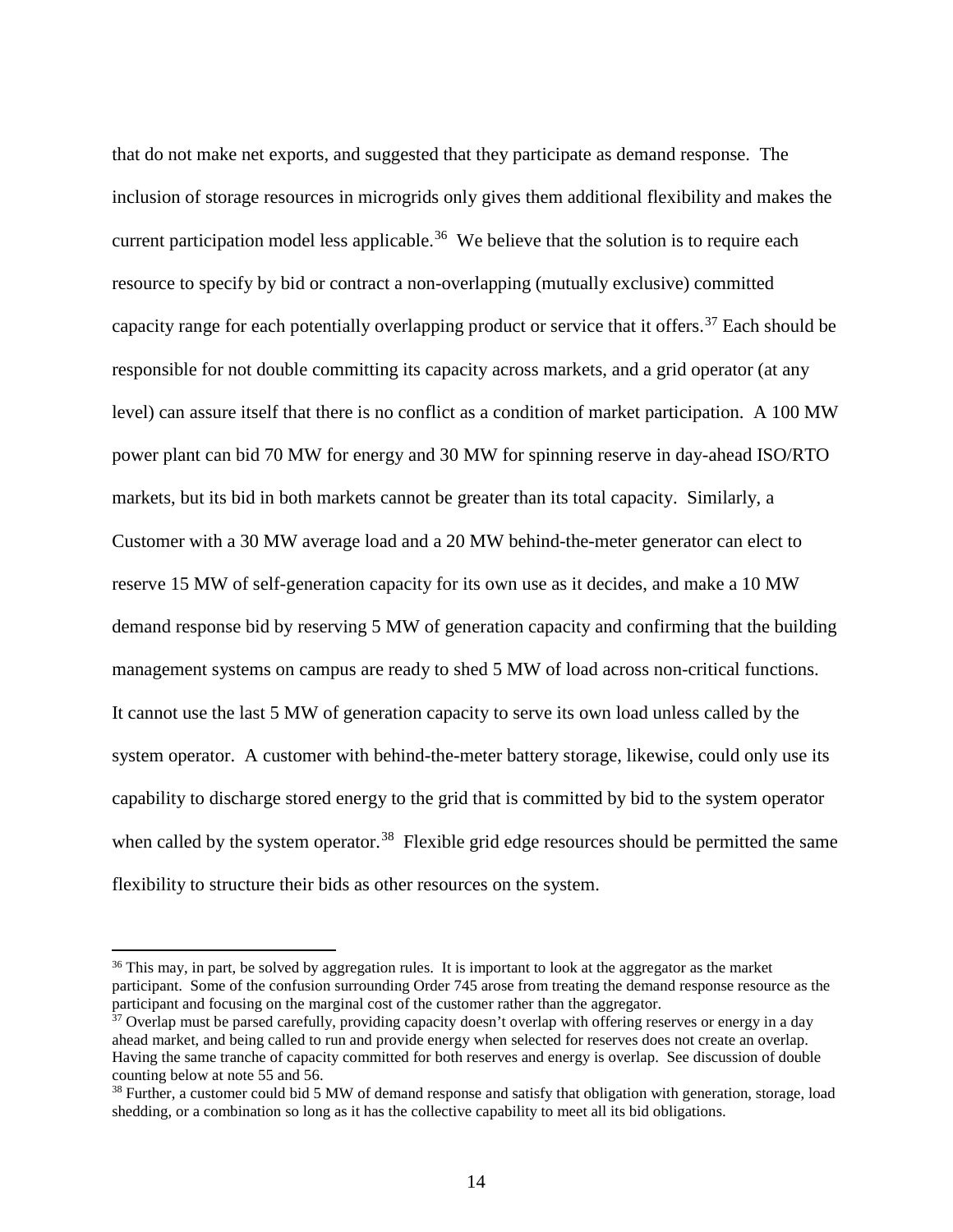that do not make net exports, and suggested that they participate as demand response. The inclusion of storage resources in microgrids only gives them additional flexibility and makes the current participation model less applicable.[36] We believe that the solution is to require each resource to specify by bid or contract a non-overlapping (mutually exclusive) committed capacity range for each potentially overlapping product or service that it offers.[37] Each should be responsible for not double committing its capacity across markets, and a grid operator (at any level) can assure itself that there is no conflict as a condition of market participation. A 100 MW power plant can bid 70 MW for energy and 30 MW for spinning reserve in day-ahead ISO/RTO markets, but its bid in both markets cannot be greater than its total capacity. Similarly, a Customer with a 30 MW average load and a 20 MW behind-the-meter generator can elect to reserve 15 MW of self-generation capacity for its own use as it decides, and make a 10 MW demand response bid by reserving 5 MW of generation capacity and confirming that the building management systems on campus are ready to shed 5 MW of load across non-critical functions. It cannot use the last 5 MW of generation capacity to serve its own load unless called by the system operator. A customer with behind-the-meter battery storage, likewise, could only use its capability to discharge stored energy to the grid that is committed by bid to the system operator when called by the system operator.[38] Flexible grid edge resources should be permitted the same flexibility to structure their bids as other resources on the system.

---

[36] This may, in part, be solved by aggregation rules. It is important to look at the aggregator as the market participant. Some of the confusion surrounding Order 745 arose from treating the demand response resource as the participant and focusing on the marginal cost of the customer rather than the aggregator.

[37] Overlap must be parsed carefully, providing capacity doesn't overlap with offering reserves or energy in a day ahead market, and being called to run and provide energy when selected for reserves does not create an overlap. Having the same tranche of capacity committed for both reserves and energy is overlap. See discussion of double counting below at note 55 and 56.

[38] Further, a customer could bid 5 MW of demand response and satisfy that obligation with generation, storage, load shedding, or a combination so long as it has the collective capability to meet all its bid obligations.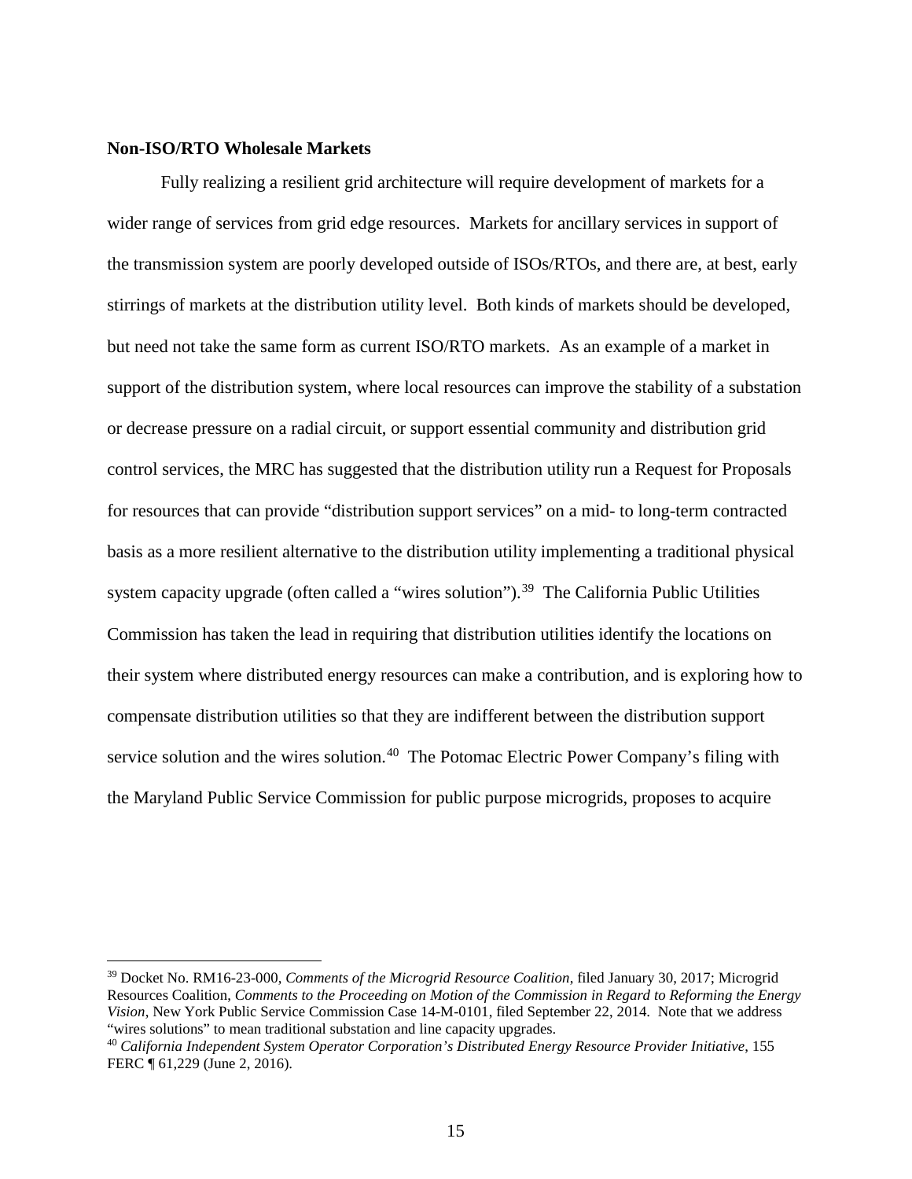**Non-ISO/RTO Wholesale Markets**

Fully realizing a resilient grid architecture will require development of markets for a wider range of services from grid edge resources. Markets for ancillary services in support of the transmission system are poorly developed outside of ISOs/RTOs, and there are, at best, early stirrings of markets at the distribution utility level. Both kinds of markets should be developed, but need not take the same form as current ISO/RTO markets. As an example of a market in support of the distribution system, where local resources can improve the stability of a substation or decrease pressure on a radial circuit, or support essential community and distribution grid control services, the MRC has suggested that the distribution utility run a Request for Proposals for resources that can provide "distribution support services" on a mid- to long-term contracted basis as a more resilient alternative to the distribution utility implementing a traditional physical system capacity upgrade (often called a "wires solution").[39] The California Public Utilities Commission has taken the lead in requiring that distribution utilities identify the locations on their system where distributed energy resources can make a contribution, and is exploring how to compensate distribution utilities so that they are indifferent between the distribution support service solution and the wires solution.[40] The Potomac Electric Power Company's filing with the Maryland Public Service Commission for public purpose microgrids, proposes to acquire

---

[39] Docket No. RM16-23-000, *Comments of the Microgrid Resource Coalition*, filed January 30, 2017; Microgrid Resources Coalition, *Comments to the Proceeding on Motion of the Commission in Regard to Reforming the Energy Vision*, New York Public Service Commission Case 14-M-0101, filed September 22, 2014. Note that we address "wires solutions" to mean traditional substation and line capacity upgrades.

[40] *California Independent System Operator Corporation's Distributed Energy Resource Provider Initiative*, 155 FERC ¶ 61,229 (June 2, 2016).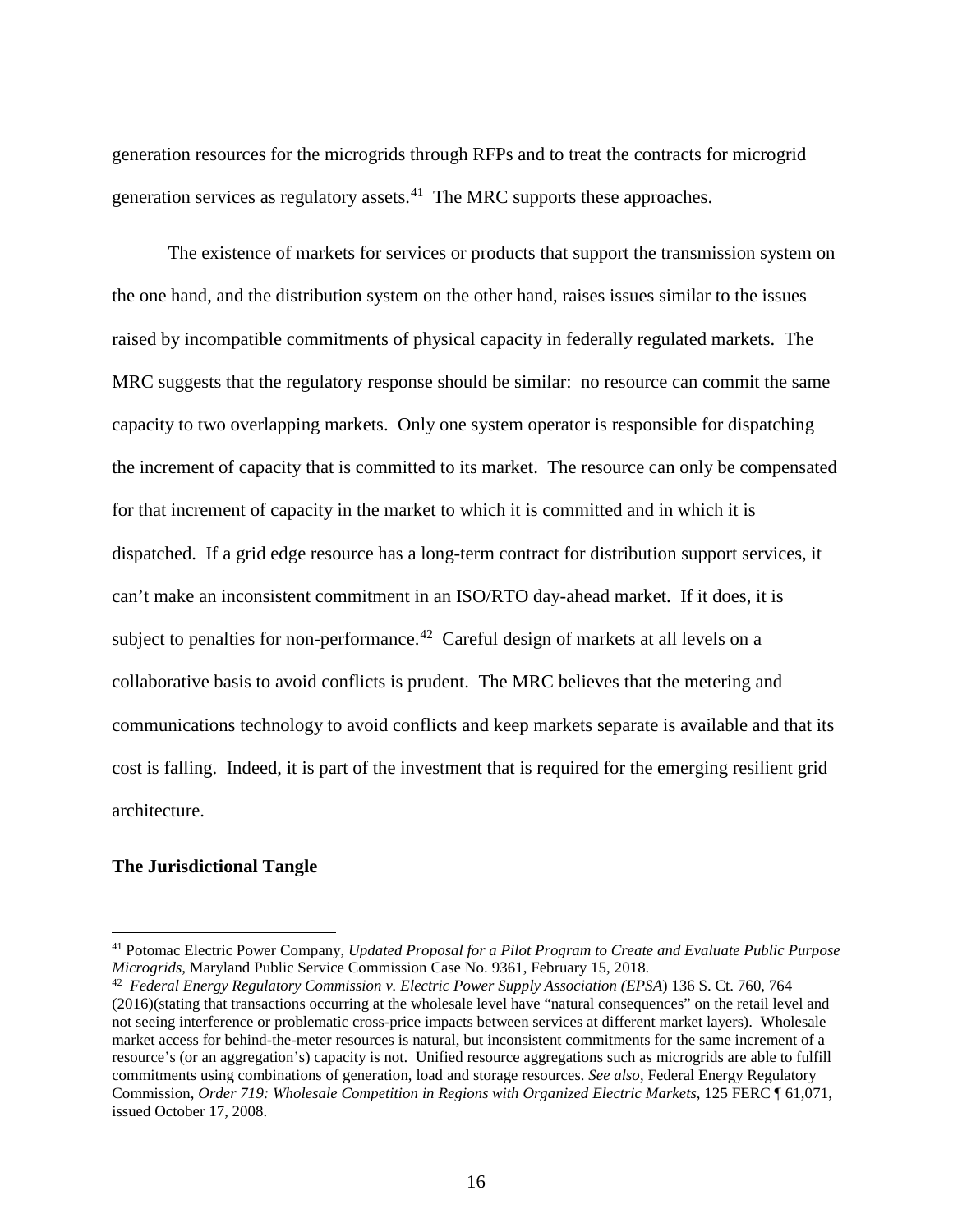generation resources for the microgrids through RFPs and to treat the contracts for microgrid generation services as regulatory assets.[41] The MRC supports these approaches.

The existence of markets for services or products that support the transmission system on the one hand, and the distribution system on the other hand, raises issues similar to the issues raised by incompatible commitments of physical capacity in federally regulated markets. The MRC suggests that the regulatory response should be similar: no resource can commit the same capacity to two overlapping markets. Only one system operator is responsible for dispatching the increment of capacity that is committed to its market. The resource can only be compensated for that increment of capacity in the market to which it is committed and in which it is dispatched. If a grid edge resource has a long-term contract for distribution support services, it can't make an inconsistent commitment in an ISO/RTO day-ahead market. If it does, it is subject to penalties for non-performance.[42] Careful design of markets at all levels on a collaborative basis to avoid conflicts is prudent. The MRC believes that the metering and communications technology to avoid conflicts and keep markets separate is available and that its cost is falling. Indeed, it is part of the investment that is required for the emerging resilient grid architecture.

**The Jurisdictional Tangle**

---

[41] Potomac Electric Power Company, *Updated Proposal for a Pilot Program to Create and Evaluate Public Purpose Microgrids*, Maryland Public Service Commission Case No. 9361, February 15, 2018.

[42] *Federal Energy Regulatory Commission v. Electric Power Supply Association (EPSA*) 136 S. Ct. 760, 764 (2016)(stating that transactions occurring at the wholesale level have "natural consequences" on the retail level and not seeing interference or problematic cross-price impacts between services at different market layers). Wholesale market access for behind-the-meter resources is natural, but inconsistent commitments for the same increment of a resource's (or an aggregation's) capacity is not. Unified resource aggregations such as microgrids are able to fulfill commitments using combinations of generation, load and storage resources. *See also*, Federal Energy Regulatory Commission, *Order 719: Wholesale Competition in Regions with Organized Electric Markets*, 125 FERC ¶ 61,071, issued October 17, 2008.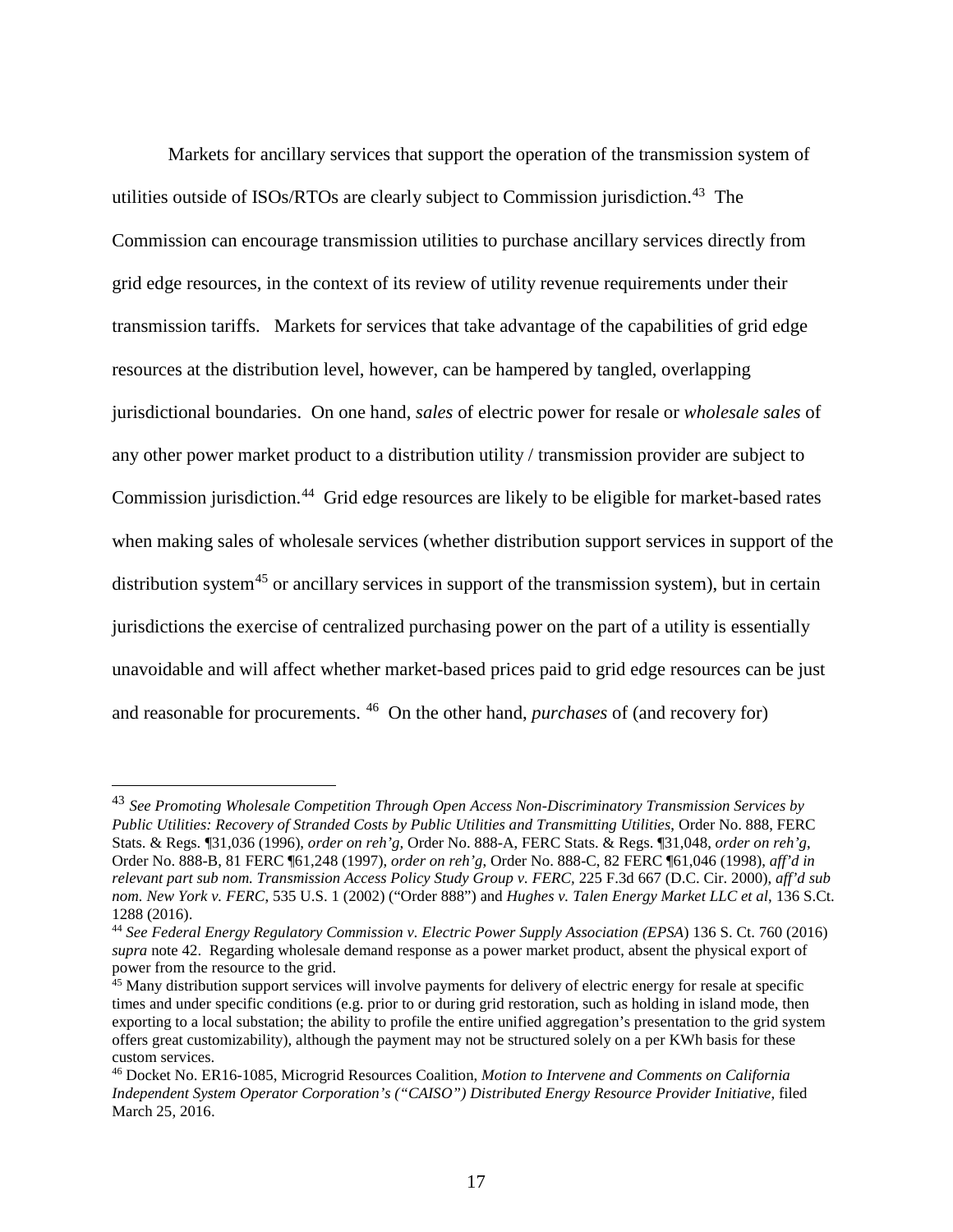Markets for ancillary services that support the operation of the transmission system of utilities outside of ISOs/RTOs are clearly subject to Commission jurisdiction.[43] The Commission can encourage transmission utilities to purchase ancillary services directly from grid edge resources, in the context of its review of utility revenue requirements under their transmission tariffs. Markets for services that take advantage of the capabilities of grid edge resources at the distribution level, however, can be hampered by tangled, overlapping jurisdictional boundaries. On one hand, *sales* of electric power for resale or *wholesale sales* of any other power market product to a distribution utility / transmission provider are subject to Commission jurisdiction.[44] Grid edge resources are likely to be eligible for market-based rates when making sales of wholesale services (whether distribution support services in support of the distribution system[45] or ancillary services in support of the transmission system), but in certain jurisdictions the exercise of centralized purchasing power on the part of a utility is essentially unavoidable and will affect whether market-based prices paid to grid edge resources can be just and reasonable for procurements. [46] On the other hand, *purchases* of (and recovery for)

---

[43] *See Promoting Wholesale Competition Through Open Access Non-Discriminatory Transmission Services by Public Utilities: Recovery of Stranded Costs by Public Utilities and Transmitting Utilities*, Order No. 888, FERC Stats. & Regs. ¶31,036 (1996), *order on reh'g*, Order No. 888-A, FERC Stats. & Regs. ¶31,048, *order on reh'g*, Order No. 888-B, 81 FERC ¶61,248 (1997), *order on reh'g*, Order No. 888-C, 82 FERC ¶61,046 (1998), *aff'd in relevant part sub nom. Transmission Access Policy Study Group v. FERC*, 225 F.3d 667 (D.C. Cir. 2000), *aff'd sub nom. New York v. FERC*, 535 U.S. 1 (2002) ("Order 888") and *Hughes v. Talen Energy Market LLC et al*, 136 S.Ct. 1288 (2016).

[44] *See Federal Energy Regulatory Commission v. Electric Power Supply Association (EPSA*) 136 S. Ct. 760 (2016) *supra* note 42. Regarding wholesale demand response as a power market product, absent the physical export of power from the resource to the grid.

[45] Many distribution support services will involve payments for delivery of electric energy for resale at specific times and under specific conditions (e.g. prior to or during grid restoration, such as holding in island mode, then exporting to a local substation; the ability to profile the entire unified aggregation's presentation to the grid system offers great customizability), although the payment may not be structured solely on a per KWh basis for these custom services.

[46] Docket No. ER16-1085, Microgrid Resources Coalition, *Motion to Intervene and Comments on California Independent System Operator Corporation's ("CAISO") Distributed Energy Resource Provider Initiative*, filed March 25, 2016.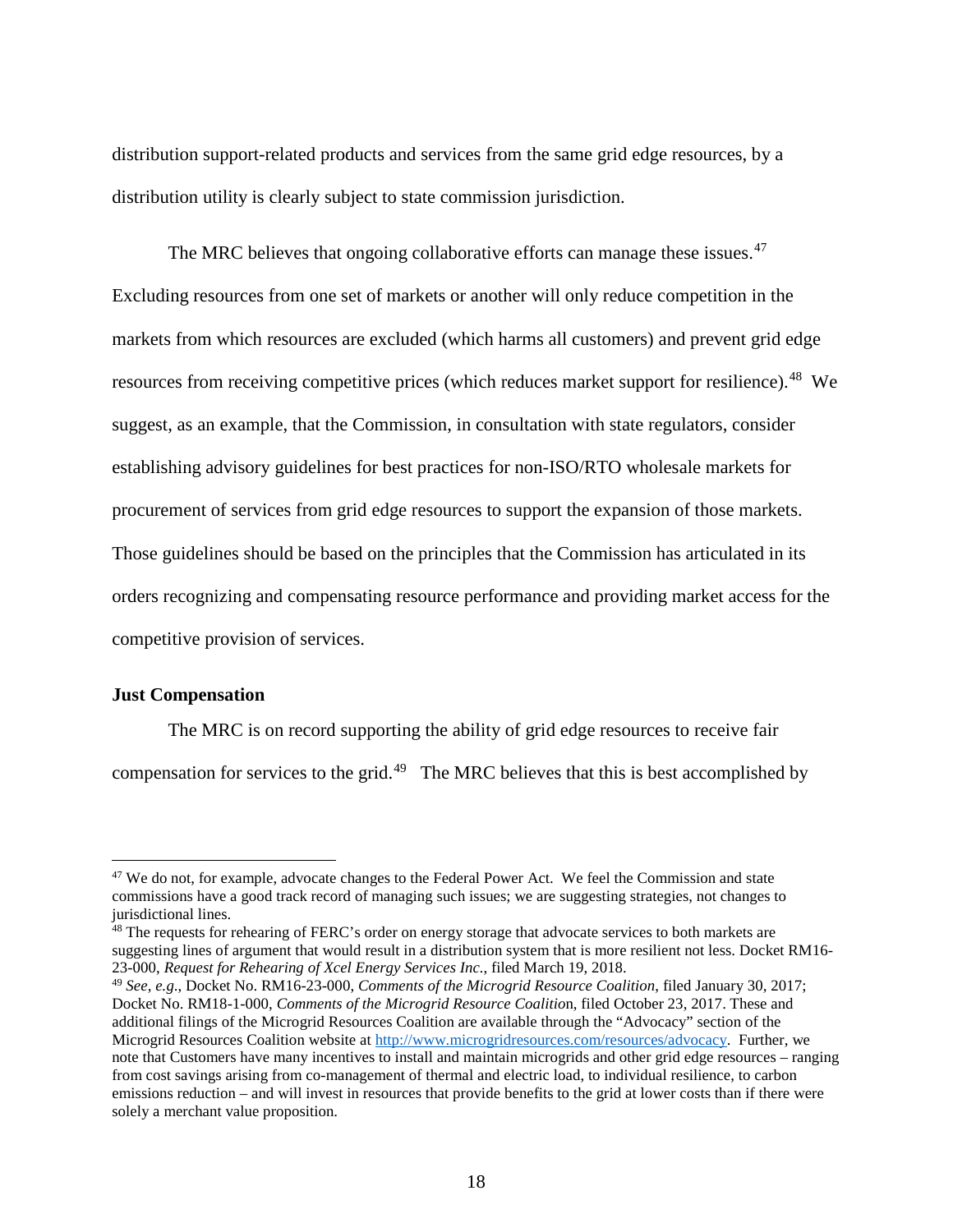distribution support-related products and services from the same grid edge resources, by a distribution utility is clearly subject to state commission jurisdiction.

The MRC believes that ongoing collaborative efforts can manage these issues.[47] Excluding resources from one set of markets or another will only reduce competition in the markets from which resources are excluded (which harms all customers) and prevent grid edge resources from receiving competitive prices (which reduces market support for resilience).[48] We suggest, as an example, that the Commission, in consultation with state regulators, consider establishing advisory guidelines for best practices for non-ISO/RTO wholesale markets for procurement of services from grid edge resources to support the expansion of those markets. Those guidelines should be based on the principles that the Commission has articulated in its orders recognizing and compensating resource performance and providing market access for the competitive provision of services.

**Just Compensation**

The MRC is on record supporting the ability of grid edge resources to receive fair compensation for services to the grid.[49] The MRC believes that this is best accomplished by

---

[47] We do not, for example, advocate changes to the Federal Power Act. We feel the Commission and state commissions have a good track record of managing such issues; we are suggesting strategies, not changes to jurisdictional lines.

[48] The requests for rehearing of FERC's order on energy storage that advocate services to both markets are suggesting lines of argument that would result in a distribution system that is more resilient not less. Docket RM16-23-000, *Request for Rehearing of Xcel Energy Services Inc*., filed March 19, 2018.

[49] *See, e.g*., Docket No. RM16-23-000, *Comments of the Microgrid Resource Coalition*, filed January 30, 2017; Docket No. RM18-1-000, *Comments of the Microgrid Resource Coalitio*n, filed October 23, 2017. These and additional filings of the Microgrid Resources Coalition are available through the "Advocacy" section of the Microgrid Resources Coalition website at http://www.microgridresources.com/resources/advocacy. Further, we note that Customers have many incentives to install and maintain microgrids and other grid edge resources – ranging from cost savings arising from co-management of thermal and electric load, to individual resilience, to carbon emissions reduction – and will invest in resources that provide benefits to the grid at lower costs than if there were solely a merchant value proposition.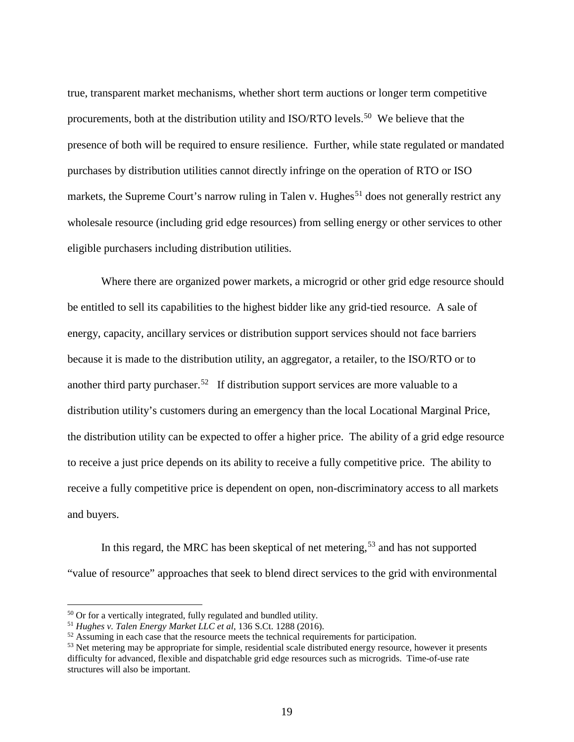true, transparent market mechanisms, whether short term auctions or longer term competitive procurements, both at the distribution utility and ISO/RTO levels.[50] We believe that the presence of both will be required to ensure resilience. Further, while state regulated or mandated purchases by distribution utilities cannot directly infringe on the operation of RTO or ISO markets, the Supreme Court's narrow ruling in Talen v. Hughes[51] does not generally restrict any wholesale resource (including grid edge resources) from selling energy or other services to other eligible purchasers including distribution utilities.

Where there are organized power markets, a microgrid or other grid edge resource should be entitled to sell its capabilities to the highest bidder like any grid-tied resource. A sale of energy, capacity, ancillary services or distribution support services should not face barriers because it is made to the distribution utility, an aggregator, a retailer, to the ISO/RTO or to another third party purchaser.[52] If distribution support services are more valuable to a distribution utility's customers during an emergency than the local Locational Marginal Price, the distribution utility can be expected to offer a higher price. The ability of a grid edge resource to receive a just price depends on its ability to receive a fully competitive price. The ability to receive a fully competitive price is dependent on open, non-discriminatory access to all markets and buyers.

In this regard, the MRC has been skeptical of net metering,[53] and has not supported "value of resource" approaches that seek to blend direct services to the grid with environmental

---

[50] Or for a vertically integrated, fully regulated and bundled utility.

[51] *Hughes v. Talen Energy Market LLC et al*, 136 S.Ct. 1288 (2016).

[52] Assuming in each case that the resource meets the technical requirements for participation.

[53] Net metering may be appropriate for simple, residential scale distributed energy resource, however it presents difficulty for advanced, flexible and dispatchable grid edge resources such as microgrids. Time-of-use rate structures will also be important.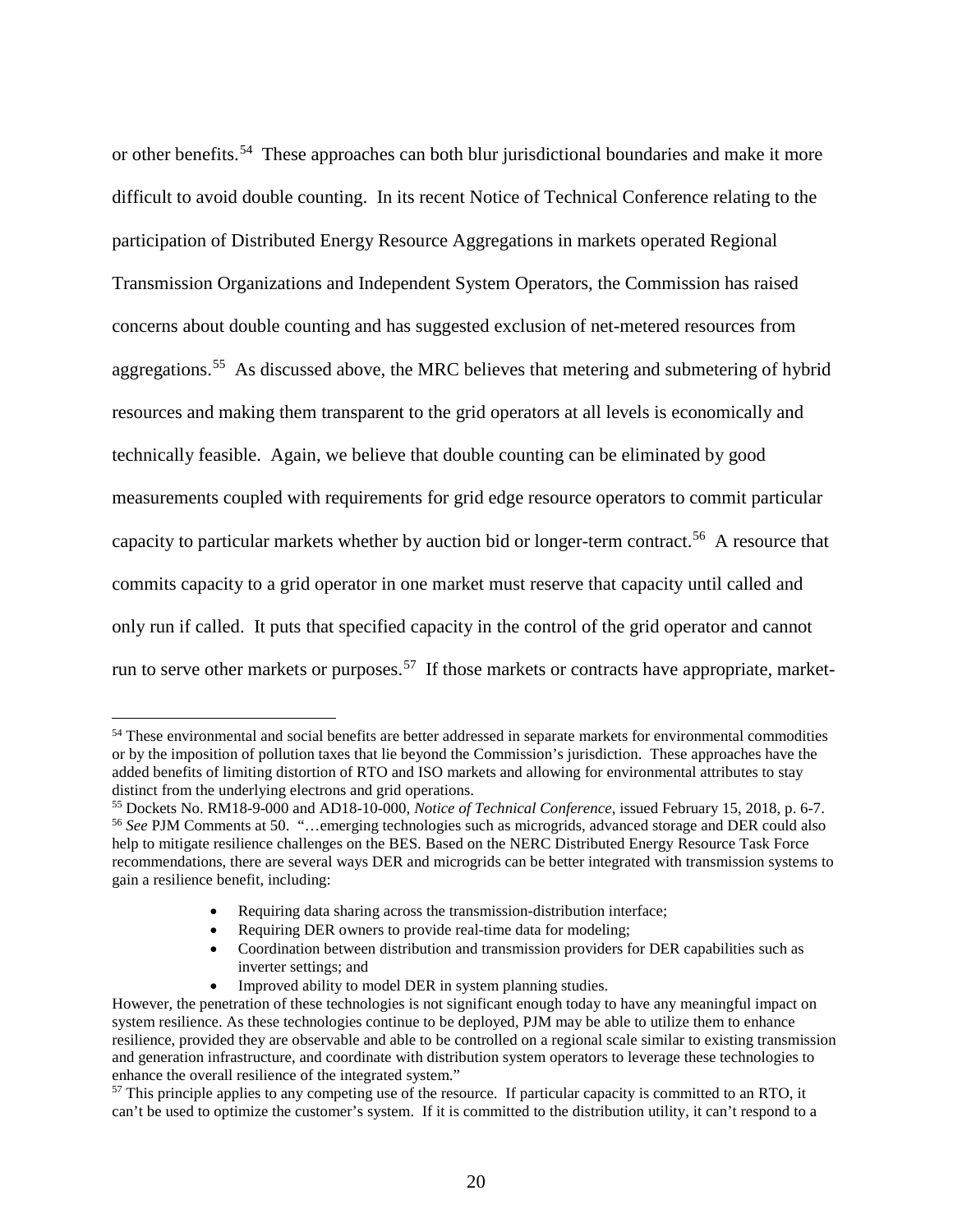or other benefits.[54] These approaches can both blur jurisdictional boundaries and make it more difficult to avoid double counting. In its recent Notice of Technical Conference relating to the participation of Distributed Energy Resource Aggregations in markets operated Regional Transmission Organizations and Independent System Operators, the Commission has raised concerns about double counting and has suggested exclusion of net-metered resources from aggregations.[55] As discussed above, the MRC believes that metering and submetering of hybrid resources and making them transparent to the grid operators at all levels is economically and technically feasible. Again, we believe that double counting can be eliminated by good measurements coupled with requirements for grid edge resource operators to commit particular capacity to particular markets whether by auction bid or longer-term contract.[56] A resource that commits capacity to a grid operator in one market must reserve that capacity until called and only run if called. It puts that specified capacity in the control of the grid operator and cannot run to serve other markets or purposes.[57] If those markets or contracts have appropriate, market-

---

[54] These environmental and social benefits are better addressed in separate markets for environmental commodities or by the imposition of pollution taxes that lie beyond the Commission's jurisdiction. These approaches have the added benefits of limiting distortion of RTO and ISO markets and allowing for environmental attributes to stay distinct from the underlying electrons and grid operations.

[55] Dockets No. RM18-9-000 and AD18-10-000, *Notice of Technical Conference*, issued February 15, 2018, p. 6-7.

[56] *See* PJM Comments at 50. "…emerging technologies such as microgrids, advanced storage and DER could also help to mitigate resilience challenges on the BES. Based on the NERC Distributed Energy Resource Task Force recommendations, there are several ways DER and microgrids can be better integrated with transmission systems to gain a resilience benefit, including:

- Requiring data sharing across the transmission-distribution interface;
- Requiring DER owners to provide real-time data for modeling;
- Coordination between distribution and transmission providers for DER capabilities such as inverter settings; and
- Improved ability to model DER in system planning studies.

However, the penetration of these technologies is not significant enough today to have any meaningful impact on system resilience. As these technologies continue to be deployed, PJM may be able to utilize them to enhance resilience, provided they are observable and able to be controlled on a regional scale similar to existing transmission and generation infrastructure, and coordinate with distribution system operators to leverage these technologies to enhance the overall resilience of the integrated system."

[57] This principle applies to any competing use of the resource. If particular capacity is committed to an RTO, it can't be used to optimize the customer's system. If it is committed to the distribution utility, it can't respond to a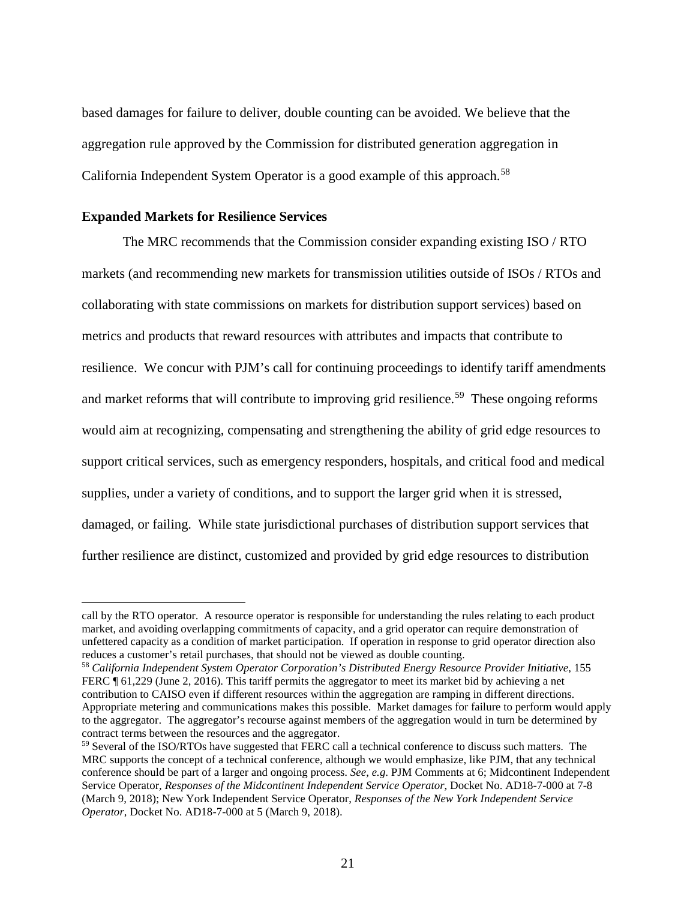based damages for failure to deliver, double counting can be avoided. We believe that the aggregation rule approved by the Commission for distributed generation aggregation in California Independent System Operator is a good example of this approach.[58]

**Expanded Markets for Resilience Services**

The MRC recommends that the Commission consider expanding existing ISO / RTO markets (and recommending new markets for transmission utilities outside of ISOs / RTOs and collaborating with state commissions on markets for distribution support services) based on metrics and products that reward resources with attributes and impacts that contribute to resilience. We concur with PJM's call for continuing proceedings to identify tariff amendments and market reforms that will contribute to improving grid resilience.[59] These ongoing reforms would aim at recognizing, compensating and strengthening the ability of grid edge resources to support critical services, such as emergency responders, hospitals, and critical food and medical supplies, under a variety of conditions, and to support the larger grid when it is stressed, damaged, or failing. While state jurisdictional purchases of distribution support services that further resilience are distinct, customized and provided by grid edge resources to distribution

---

call by the RTO operator. A resource operator is responsible for understanding the rules relating to each product market, and avoiding overlapping commitments of capacity, and a grid operator can require demonstration of unfettered capacity as a condition of market participation. If operation in response to grid operator direction also reduces a customer's retail purchases, that should not be viewed as double counting.

[58] *California Independent System Operator Corporation's Distributed Energy Resource Provider Initiative*, 155 FERC ¶ 61,229 (June 2, 2016). This tariff permits the aggregator to meet its market bid by achieving a net contribution to CAISO even if different resources within the aggregation are ramping in different directions. Appropriate metering and communications makes this possible. Market damages for failure to perform would apply to the aggregator. The aggregator's recourse against members of the aggregation would in turn be determined by contract terms between the resources and the aggregator.

[59] Several of the ISO/RTOs have suggested that FERC call a technical conference to discuss such matters. The MRC supports the concept of a technical conference, although we would emphasize, like PJM, that any technical conference should be part of a larger and ongoing process. *See, e.g*. PJM Comments at 6; Midcontinent Independent Service Operator, *Responses of the Midcontinent Independent Service Operator*, Docket No. AD18-7-000 at 7-8 (March 9, 2018); New York Independent Service Operator, *Responses of the New York Independent Service Operator*, Docket No. AD18-7-000 at 5 (March 9, 2018).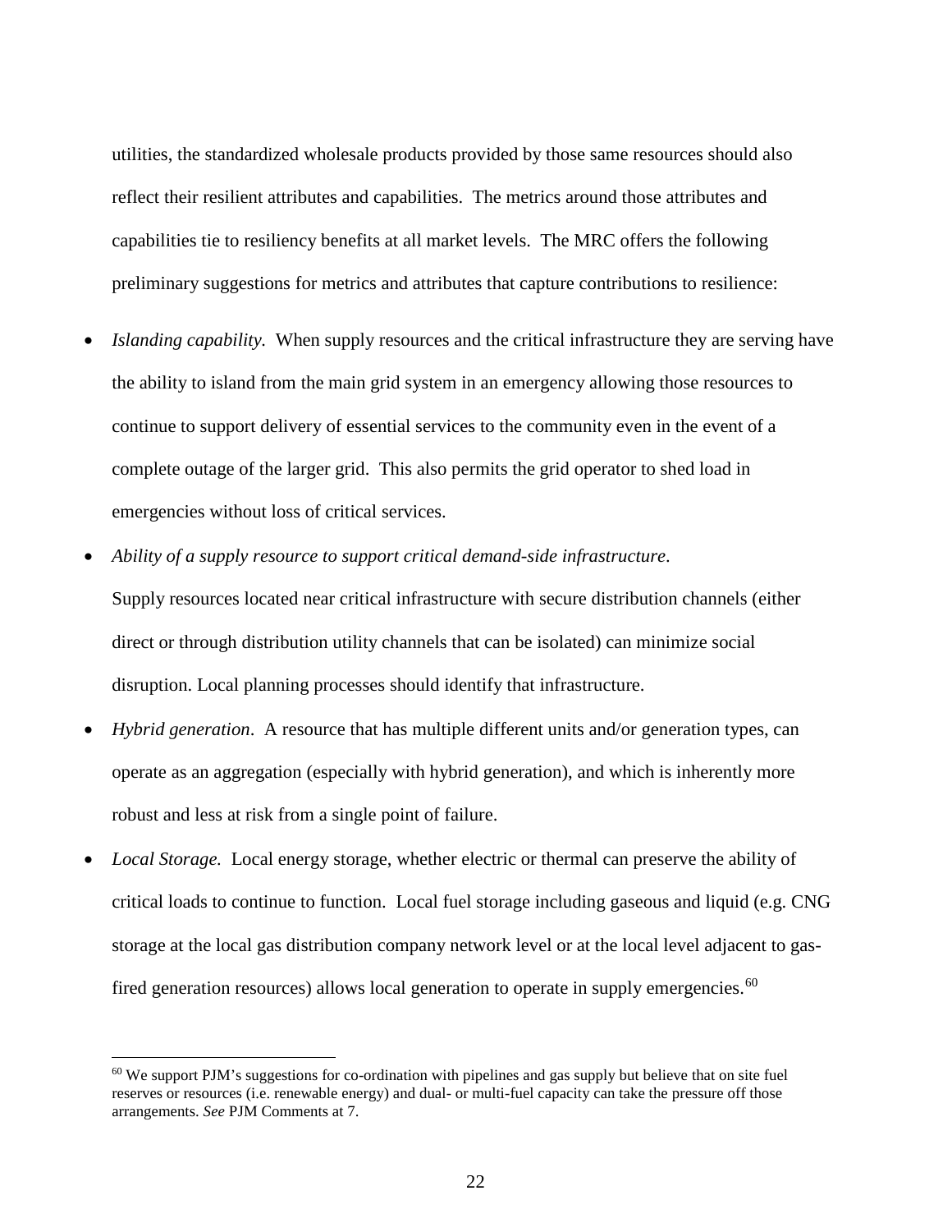utilities, the standardized wholesale products provided by those same resources should also reflect their resilient attributes and capabilities. The metrics around those attributes and capabilities tie to resiliency benefits at all market levels. The MRC offers the following preliminary suggestions for metrics and attributes that capture contributions to resilience:

- *Islanding capability.* When supply resources and the critical infrastructure they are serving have the ability to island from the main grid system in an emergency allowing those resources to continue to support delivery of essential services to the community even in the event of a complete outage of the larger grid. This also permits the grid operator to shed load in emergencies without loss of critical services.
- *Ability of a supply resource to support critical demand-side infrastructure*. Supply resources located near critical infrastructure with secure distribution channels (either direct or through distribution utility channels that can be isolated) can minimize social disruption. Local planning processes should identify that infrastructure.
- *Hybrid generation*. A resource that has multiple different units and/or generation types, can operate as an aggregation (especially with hybrid generation), and which is inherently more robust and less at risk from a single point of failure.
- *Local Storage.* Local energy storage, whether electric or thermal can preserve the ability of critical loads to continue to function. Local fuel storage including gaseous and liquid (e.g. CNG storage at the local gas distribution company network level or at the local level adjacent to gas-fired generation resources) allows local generation to operate in supply emergencies.[60]

[60] We support PJM's suggestions for co-ordination with pipelines and gas supply but believe that on site fuel reserves or resources (i.e. renewable energy) and dual- or multi-fuel capacity can take the pressure off those arrangements. *See* PJM Comments at 7.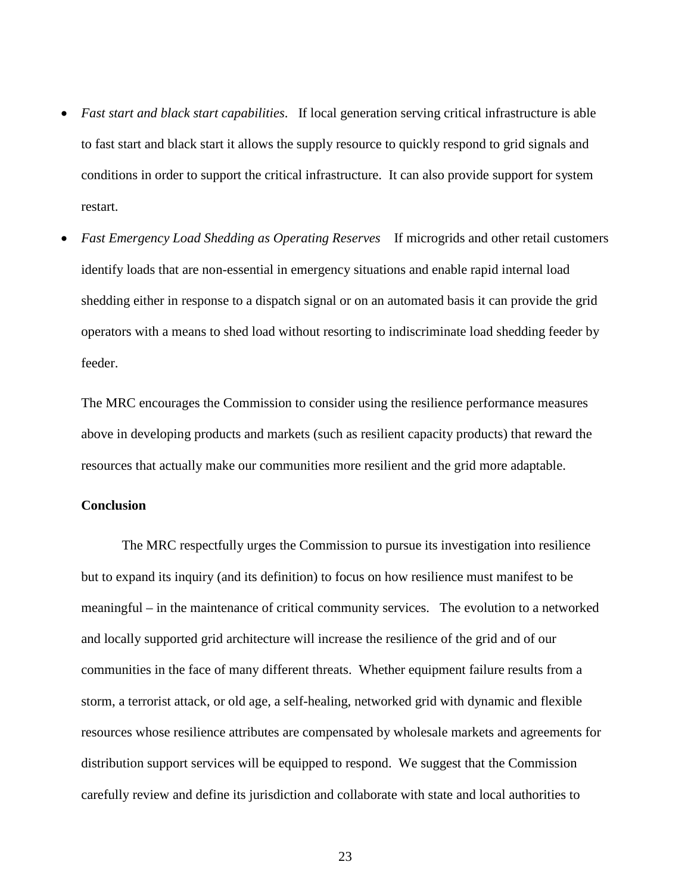- *Fast start and black start capabilities*. If local generation serving critical infrastructure is able to fast start and black start it allows the supply resource to quickly respond to grid signals and conditions in order to support the critical infrastructure. It can also provide support for system restart.
- *Fast Emergency Load Shedding as Operating Reserves* If microgrids and other retail customers identify loads that are non-essential in emergency situations and enable rapid internal load shedding either in response to a dispatch signal or on an automated basis it can provide the grid operators with a means to shed load without resorting to indiscriminate load shedding feeder by feeder.

The MRC encourages the Commission to consider using the resilience performance measures above in developing products and markets (such as resilient capacity products) that reward the resources that actually make our communities more resilient and the grid more adaptable.

**Conclusion**

The MRC respectfully urges the Commission to pursue its investigation into resilience but to expand its inquiry (and its definition) to focus on how resilience must manifest to be meaningful – in the maintenance of critical community services. The evolution to a networked and locally supported grid architecture will increase the resilience of the grid and of our communities in the face of many different threats. Whether equipment failure results from a storm, a terrorist attack, or old age, a self-healing, networked grid with dynamic and flexible resources whose resilience attributes are compensated by wholesale markets and agreements for distribution support services will be equipped to respond. We suggest that the Commission carefully review and define its jurisdiction and collaborate with state and local authorities to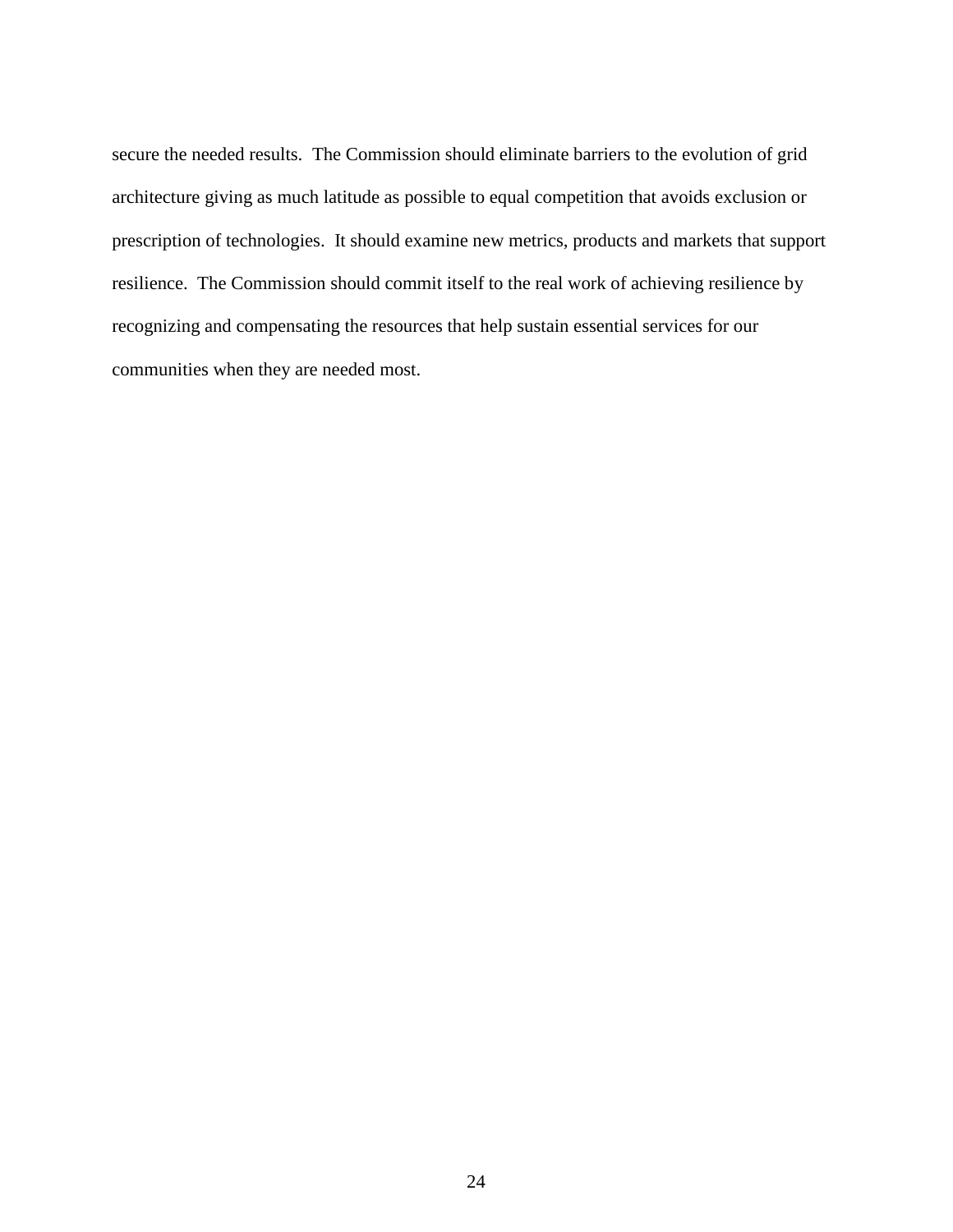secure the needed results. The Commission should eliminate barriers to the evolution of grid architecture giving as much latitude as possible to equal competition that avoids exclusion or prescription of technologies. It should examine new metrics, products and markets that support resilience. The Commission should commit itself to the real work of achieving resilience by recognizing and compensating the resources that help sustain essential services for our communities when they are needed most.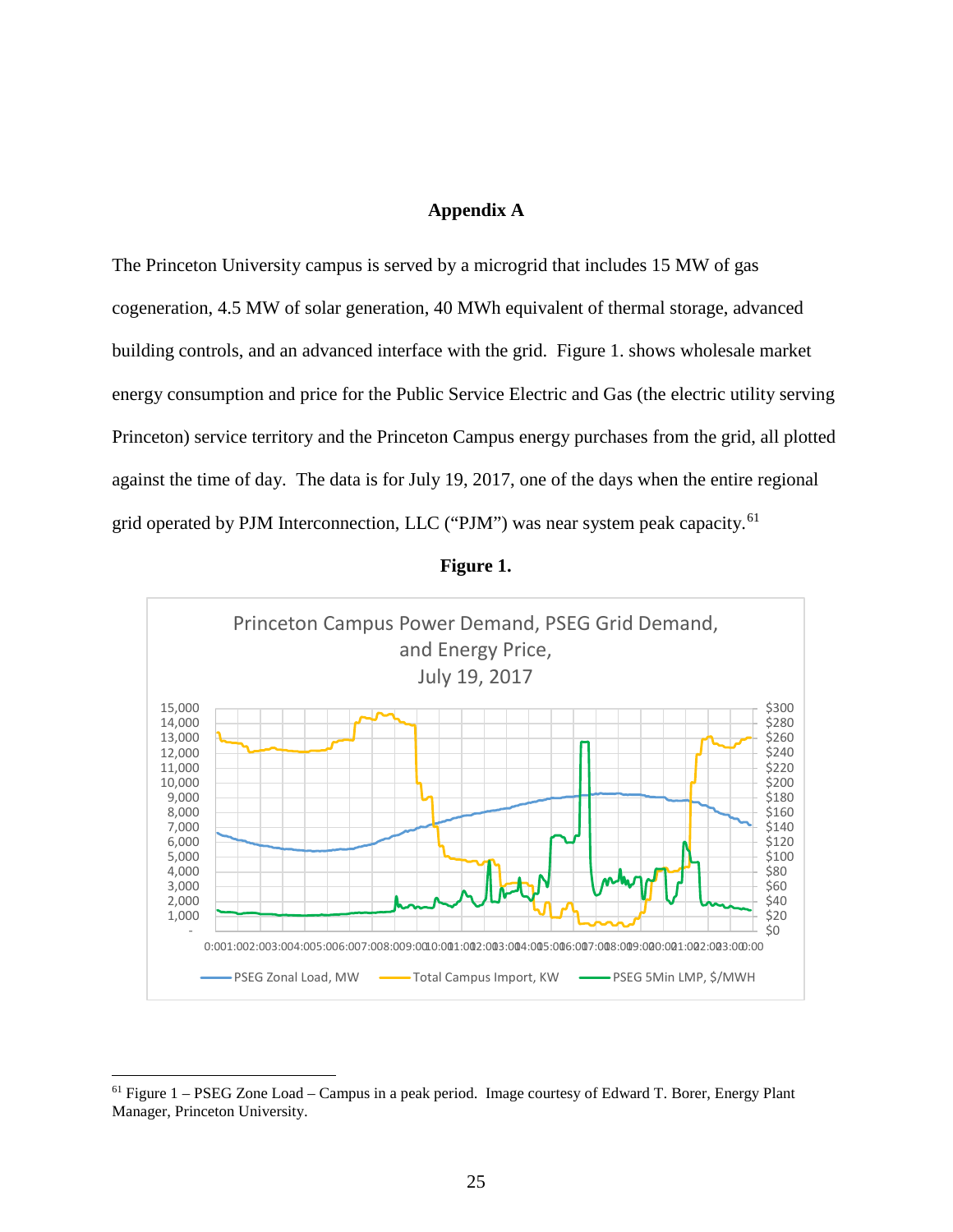## Appendix A

The Princeton University campus is served by a microgrid that includes 15 MW of gas cogeneration, 4.5 MW of solar generation, 40 MWh equivalent of thermal storage, advanced building controls, and an advanced interface with the grid. Figure 1. shows wholesale market energy consumption and price for the Public Service Electric and Gas (the electric utility serving Princeton) service territory and the Princeton Campus energy purchases from the grid, all plotted against the time of day. The data is for July 19, 2017, one of the days when the entire regional grid operated by PJM Interconnection, LLC ("PJM") was near system peak capacity.[61]

**Figure 1.**

Princeton Campus Power Demand, PSEG Grid Demand, and Energy Price, July 19, 2017

PSEG Zonal Load, MW — Total Campus Import, KW — PSEG 5Min LMP, $/MWH

---

[61] Figure 1 – PSEG Zone Load – Campus in a peak period. Image courtesy of Edward T. Borer, Energy Plant Manager, Princeton University.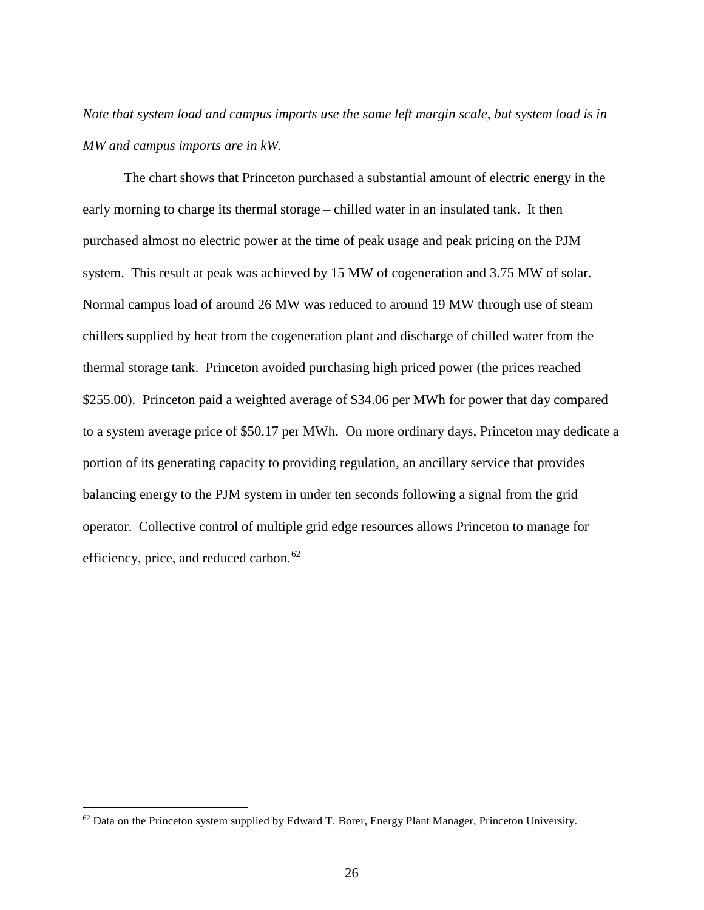*Note that system load and campus imports use the same left margin scale, but system load is in MW and campus imports are in kW.*

The chart shows that Princeton purchased a substantial amount of electric energy in the early morning to charge its thermal storage – chilled water in an insulated tank. It then purchased almost no electric power at the time of peak usage and peak pricing on the PJM system. This result at peak was achieved by 15 MW of cogeneration and 3.75 MW of solar. Normal campus load of around 26 MW was reduced to around 19 MW through use of steam chillers supplied by heat from the cogeneration plant and discharge of chilled water from the thermal storage tank. Princeton avoided purchasing high priced power (the prices reached $255.00). Princeton paid a weighted average of $34.06 per MWh for power that day compared to a system average price of $50.17 per MWh. On more ordinary days, Princeton may dedicate a portion of its generating capacity to providing regulation, an ancillary service that provides balancing energy to the PJM system in under ten seconds following a signal from the grid operator. Collective control of multiple grid edge resources allows Princeton to manage for efficiency, price, and reduced carbon.[62]

[62] Data on the Princeton system supplied by Edward T. Borer, Energy Plant Manager, Princeton University.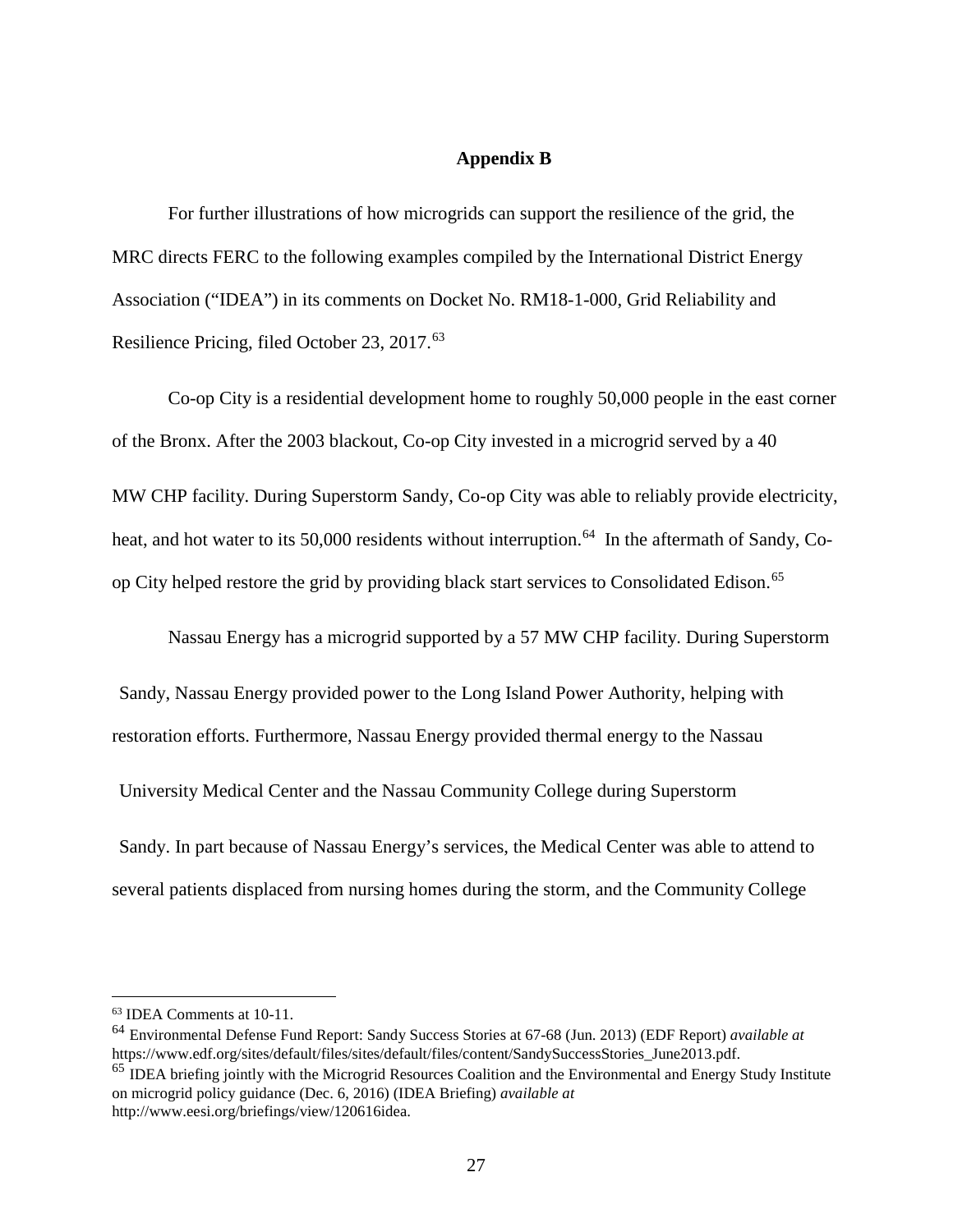## Appendix B

For further illustrations of how microgrids can support the resilience of the grid, the MRC directs FERC to the following examples compiled by the International District Energy Association ("IDEA") in its comments on Docket No. RM18-1-000, Grid Reliability and Resilience Pricing, filed October 23, 2017.[63]

Co-op City is a residential development home to roughly 50,000 people in the east corner of the Bronx. After the 2003 blackout, Co-op City invested in a microgrid served by a 40 MW CHP facility. During Superstorm Sandy, Co-op City was able to reliably provide electricity, heat, and hot water to its 50,000 residents without interruption.[64] In the aftermath of Sandy, Co-op City helped restore the grid by providing black start services to Consolidated Edison.[65]

Nassau Energy has a microgrid supported by a 57 MW CHP facility. During Superstorm Sandy, Nassau Energy provided power to the Long Island Power Authority, helping with restoration efforts. Furthermore, Nassau Energy provided thermal energy to the Nassau University Medical Center and the Nassau Community College during Superstorm Sandy. In part because of Nassau Energy's services, the Medical Center was able to attend to several patients displaced from nursing homes during the storm, and the Community College

---

[63] IDEA Comments at 10-11.

[64] Environmental Defense Fund Report: Sandy Success Stories at 67-68 (Jun. 2013) (EDF Report) *available at* https://www.edf.org/sites/default/files/sites/default/files/content/SandySuccessStories_June2013.pdf.

[65] IDEA briefing jointly with the Microgrid Resources Coalition and the Environmental and Energy Study Institute on microgrid policy guidance (Dec. 6, 2016) (IDEA Briefing) *available at* http://www.eesi.org/briefings/view/120616idea.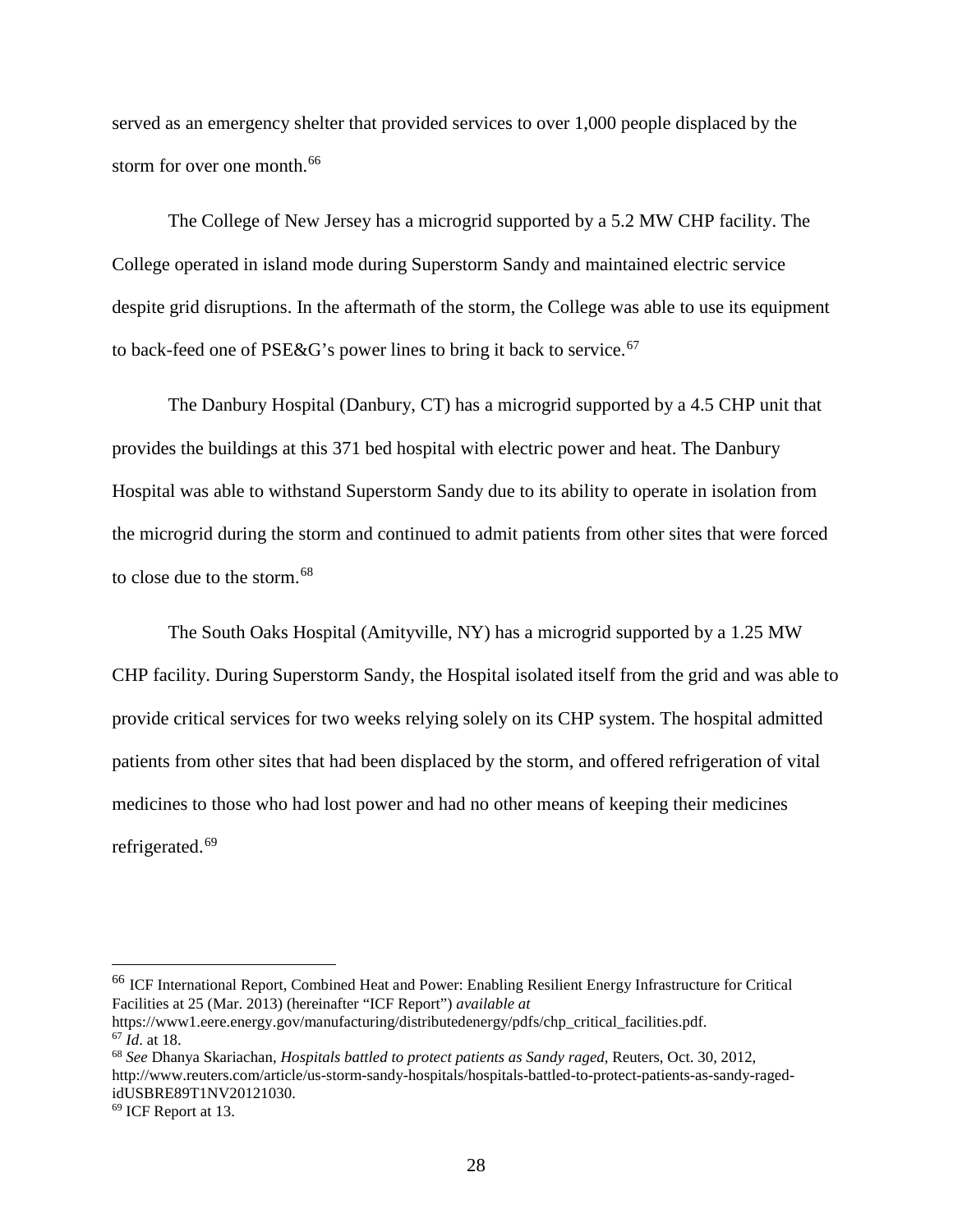served as an emergency shelter that provided services to over 1,000 people displaced by the storm for over one month.[66]

The College of New Jersey has a microgrid supported by a 5.2 MW CHP facility. The College operated in island mode during Superstorm Sandy and maintained electric service despite grid disruptions. In the aftermath of the storm, the College was able to use its equipment to back-feed one of PSE&G's power lines to bring it back to service.[67]

The Danbury Hospital (Danbury, CT) has a microgrid supported by a 4.5 CHP unit that provides the buildings at this 371 bed hospital with electric power and heat. The Danbury Hospital was able to withstand Superstorm Sandy due to its ability to operate in isolation from the microgrid during the storm and continued to admit patients from other sites that were forced to close due to the storm.[68]

The South Oaks Hospital (Amityville, NY) has a microgrid supported by a 1.25 MW CHP facility. During Superstorm Sandy, the Hospital isolated itself from the grid and was able to provide critical services for two weeks relying solely on its CHP system. The hospital admitted patients from other sites that had been displaced by the storm, and offered refrigeration of vital medicines to those who had lost power and had no other means of keeping their medicines refrigerated.[69]

---

[66] ICF International Report, Combined Heat and Power: Enabling Resilient Energy Infrastructure for Critical Facilities at 25 (Mar. 2013) (hereinafter "ICF Report") *available at* https://www1.eere.energy.gov/manufacturing/distributedenergy/pdfs/chp_critical_facilities.pdf.

[67] *Id*. at 18.

[68] *See* Dhanya Skariachan, *Hospitals battled to protect patients as Sandy raged*, Reuters, Oct. 30, 2012, http://www.reuters.com/article/us-storm-sandy-hospitals/hospitals-battled-to-protect-patients-as-sandy-raged-idUSBRE89T1NV20121030.

[69] ICF Report at 13.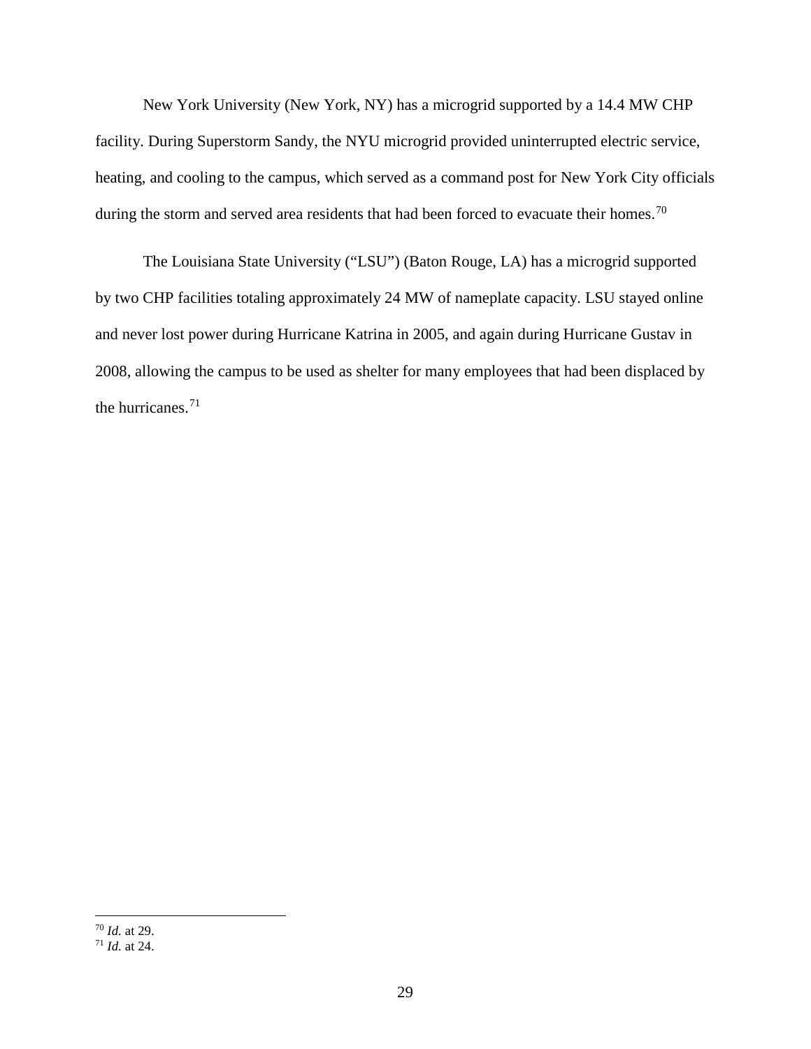New York University (New York, NY) has a microgrid supported by a 14.4 MW CHP facility. During Superstorm Sandy, the NYU microgrid provided uninterrupted electric service, heating, and cooling to the campus, which served as a command post for New York City officials during the storm and served area residents that had been forced to evacuate their homes.[70]

The Louisiana State University ("LSU") (Baton Rouge, LA) has a microgrid supported by two CHP facilities totaling approximately 24 MW of nameplate capacity. LSU stayed online and never lost power during Hurricane Katrina in 2005, and again during Hurricane Gustav in 2008, allowing the campus to be used as shelter for many employees that had been displaced by the hurricanes.[71]

---

[70] *Id.* at 29.
[71] *Id.* at 24.